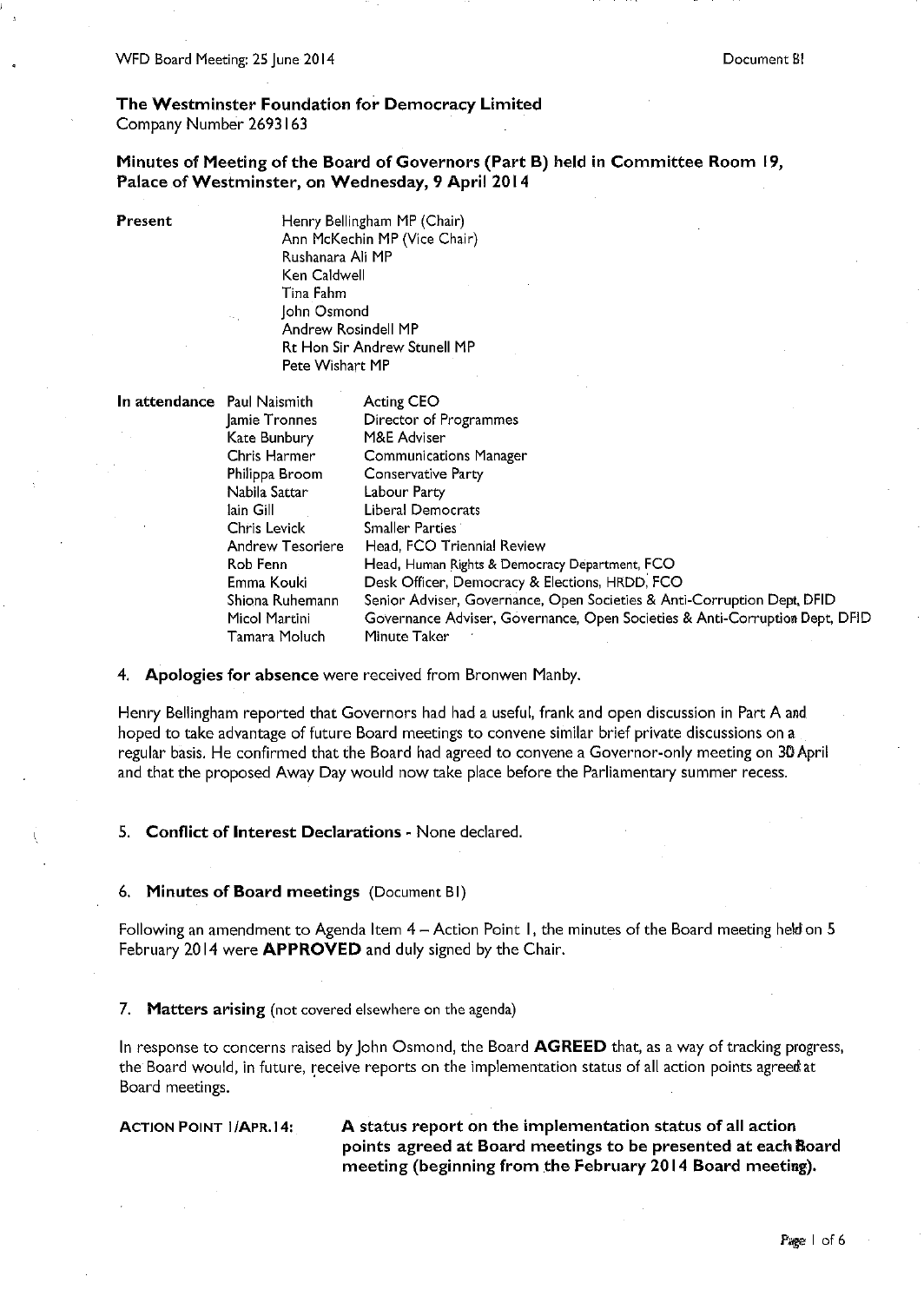**The Westminster Foundation for Democracy Limited**
Company Number 2693163

**Minutes of Meeting of the Board of Governors (Part B) held in Committee Room 19, Palace of Westminster, on Wednesday, 9 April 2014**

**Present**

Henry Bellingham MP (Chair)
Ann McKechin MP (Vice Chair)
Rushanara Ali MP
Ken Caldwell
Tina Fahm
John Osmond
Andrew Rosindell MP
Rt Hon Sir Andrew Stunell MP
Pete Wishart MP

**In attendance**

| Name | Role |
|---|---|
| Paul Naismith | Acting CEO |
| Jamie Tronnes | Director of Programmes |
| Kate Bunbury | M&E Adviser |
| Chris Harmer | Communications Manager |
| Philippa Broom | Conservative Party |
| Nabila Sattar | Labour Party |
| Iain Gill | Liberal Democrats |
| Chris Levick | Smaller Parties |
| Andrew Tesoriere | Head, FCO Triennial Review |
| Rob Fenn | Head, Human Rights & Democracy Department, FCO |
| Emma Kouki | Desk Officer, Democracy & Elections, HRDD, FCO |
| Shiona Ruhemann | Senior Adviser, Governance, Open Societies & Anti-Corruption Dept, DFID |
| Micol Martini | Governance Adviser, Governance, Open Societies & Anti-Corruption Dept, DFID |
| Tamara Moluch | Minute Taker |

4. **Apologies for absence** were received from Bronwen Manby.

Henry Bellingham reported that Governors had had a useful, frank and open discussion in Part A and hoped to take advantage of future Board meetings to convene similar brief private discussions on a regular basis. He confirmed that the Board had agreed to convene a Governor-only meeting on 30 April and that the proposed Away Day would now take place before the Parliamentary summer recess.

5. **Conflict of Interest Declarations** - None declared.

6. **Minutes of Board meetings** (Document B1)

Following an amendment to Agenda Item 4 – Action Point 1, the minutes of the Board meeting held on 5 February 2014 were **APPROVED** and duly signed by the Chair.

7. **Matters arising** (not covered elsewhere on the agenda)

In response to concerns raised by John Osmond, the Board **AGREED** that, as a way of tracking progress, the Board would, in future, receive reports on the implementation status of all action points agreed at Board meetings.

**ACTION POINT 1/APR.14:** **A status report on the implementation status of all action points agreed at Board meetings to be presented at each Board meeting (beginning from the February 2014 Board meeting).**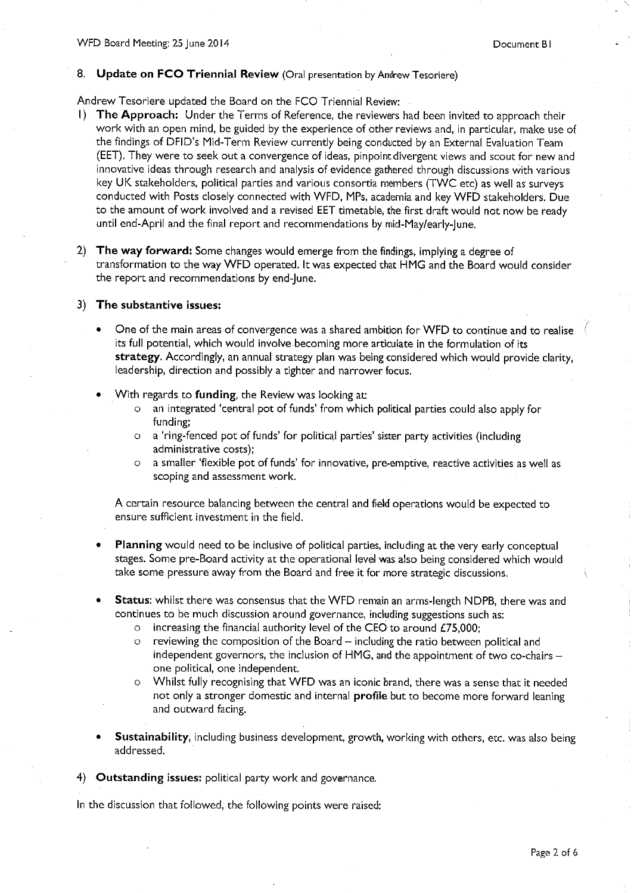## 8. **Update on FCO Triennial Review** (Oral presentation by Andrew Tesoriere)

Andrew Tesoriere updated the Board on the FCO Triennial Review:

1) **The Approach:** Under the Terms of Reference, the reviewers had been invited to approach their work with an open mind, be guided by the experience of other reviews and, in particular, make use of the findings of DFID's Mid-Term Review currently being conducted by an External Evaluation Team (EET). They were to seek out a convergence of ideas, pinpoint divergent views and scout for new and innovative ideas through research and analysis of evidence gathered through discussions with various key UK stakeholders, political parties and various consortia members (TWC etc) as well as surveys conducted with Posts closely connected with WFD, MPs, academia and key WFD stakeholders. Due to the amount of work involved and a revised EET timetable, the first draft would not now be ready until end-April and the final report and recommendations by mid-May/early-June.

2) **The way forward:** Some changes would emerge from the findings, implying a degree of transformation to the way WFD operated. It was expected that HMG and the Board would consider the report and recommendations by end-June.

3) **The substantive issues:**

- One of the main areas of convergence was a shared ambition for WFD to continue and to realise its full potential, which would involve becoming more articulate in the formulation of its **strategy**. Accordingly, an annual strategy plan was being considered which would provide clarity, leadership, direction and possibly a tighter and narrower focus.

- With regards to **funding**, the Review was looking at:
  - an integrated 'central pot of funds' from which political parties could also apply for funding;
  - a 'ring-fenced pot of funds' for political parties' sister party activities (including administrative costs);
  - a smaller 'flexible pot of funds' for innovative, pre-emptive, reactive activities as well as scoping and assessment work.

  A certain resource balancing between the central and field operations would be expected to ensure sufficient investment in the field.

- **Planning** would need to be inclusive of political parties, including at the very early conceptual stages. Some pre-Board activity at the operational level was also being considered which would take some pressure away from the Board and free it for more strategic discussions.

- **Status**: whilst there was consensus that the WFD remain an arms-length NDPB, there was and continues to be much discussion around governance, including suggestions such as:
  - increasing the financial authority level of the CEO to around £75,000;
  - reviewing the composition of the Board – including the ratio between political and independent governors, the inclusion of HMG, and the appointment of two co-chairs – one political, one independent.
  - Whilst fully recognising that WFD was an iconic brand, there was a sense that it needed not only a stronger domestic and internal **profile** but to become more forward leaning and outward facing.

- **Sustainability**, including business development, growth, working with others, etc. was also being addressed.

4) **Outstanding issues:** political party work and governance.

In the discussion that followed, the following points were raised: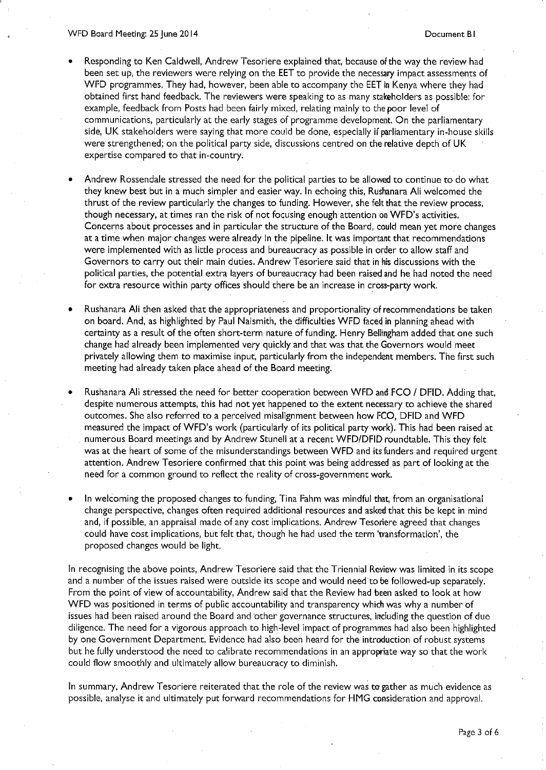- Responding to Ken Caldwell, Andrew Tesoriere explained that, because of the way the review had been set up, the reviewers were relying on the EET to provide the necessary impact assessments of WFD programmes. They had, however, been able to accompany the EET in Kenya where they had obtained first hand feedback. The reviewers were speaking to as many stakeholders as possible: for example, feedback from Posts had been fairly mixed, relating mainly to the poor level of communications, particularly at the early stages of programme development. On the parliamentary side, UK stakeholders were saying that more could be done, especially if parliamentary in-house skills were strengthened; on the political party side, discussions centred on the relative depth of UK expertise compared to that in-country.

- Andrew Rossendale stressed the need for the political parties to be allowed to continue to do what they knew best but in a much simpler and easier way. In echoing this, Rushanara Ali welcomed the thrust of the review particularly the changes to funding. However, she felt that the review process, though necessary, at times ran the risk of not focusing enough attention on WFD's activities. Concerns about processes and in particular the structure of the Board, could mean yet more changes at a time when major changes were already in the pipeline. It was important that recommendations were implemented with as little process and bureaucracy as possible in order to allow staff and Governors to carry out their main duties. Andrew Tesoriere said that in his discussions with the political parties, the potential extra layers of bureaucracy had been raised and he had noted the need for extra resource within party offices should there be an increase in cross-party work.

- Rushanara Ali then asked that the appropriateness and proportionality of recommendations be taken on board. And, as highlighted by Paul Naismith, the difficulties WFD faced in planning ahead with certainty as a result of the often short-term nature of funding. Henry Bellingham added that one such change had already been implemented very quickly and that was that the Governors would meet privately allowing them to maximise input, particularly from the independent members. The first such meeting had already taken place ahead of the Board meeting.

- Rushanara Ali stressed the need for better cooperation between WFD and FCO / DFID. Adding that, despite numerous attempts, this had not yet happened to the extent necessary to achieve the shared outcomes. She also referred to a perceived misalignment between how FCO, DFID and WFD measured the impact of WFD's work (particularly of its political party work). This had been raised at numerous Board meetings and by Andrew Stunell at a recent WFD/DFID roundtable. This they felt was at the heart of some of the misunderstandings between WFD and its funders and required urgent attention. Andrew Tesoriere confirmed that this point was being addressed as part of looking at the need for a common ground to reflect the reality of cross-government work.

- In welcoming the proposed changes to funding, Tina Fahm was mindful that, from an organisational change perspective, changes often required additional resources and asked that this be kept in mind and, if possible, an appraisal made of any cost implications. Andrew Tesoriere agreed that changes could have cost implications, but felt that, though he had used the term 'transformation', the proposed changes would be light.

In recognising the above points, Andrew Tesoriere said that the Triennial Review was limited in its scope and a number of the issues raised were outside its scope and would need to be followed-up separately. From the point of view of accountability, Andrew said that the Review had been asked to look at how WFD was positioned in terms of public accountability and transparency which was why a number of issues had been raised around the Board and other governance structures, including the question of due diligence. The need for a vigorous approach to high-level impact of programmes had also been highlighted by one Government Department. Evidence had also been heard for the introduction of robust systems but he fully understood the need to calibrate recommendations in an appropriate way so that the work could flow smoothly and ultimately allow bureaucracy to diminish.

In summary, Andrew Tesoriere reiterated that the role of the review was to gather as much evidence as possible, analyse it and ultimately put forward recommendations for HMG consideration and approval.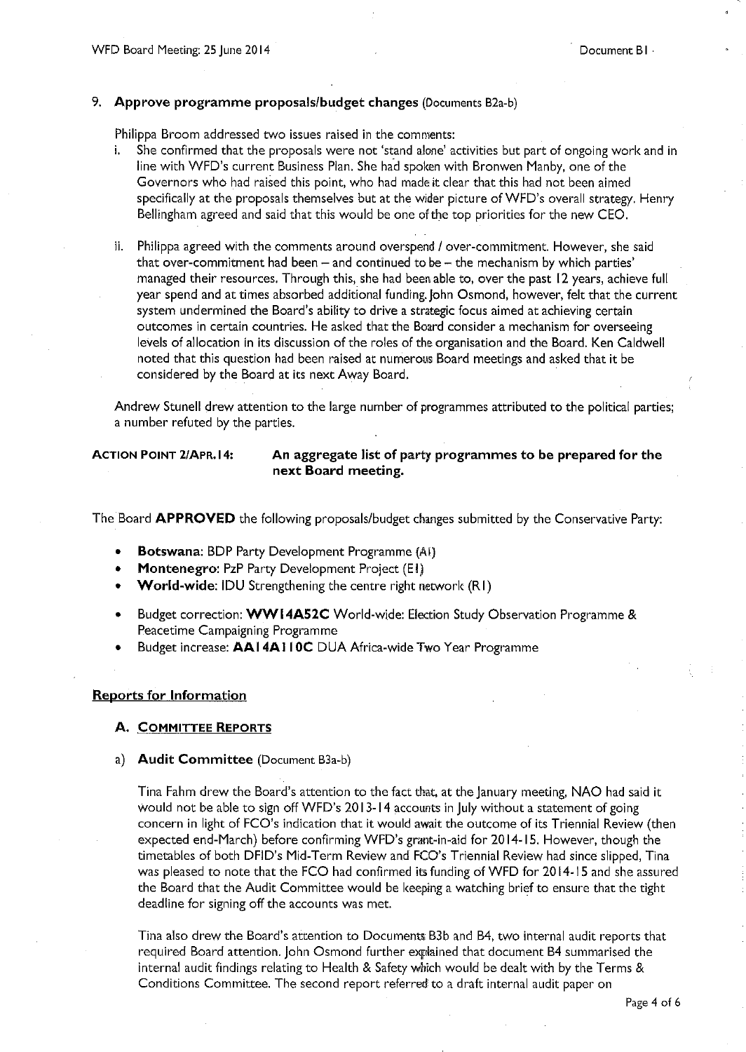## 9. Approve programme proposals/budget changes (Documents B2a-b)

Philippa Broom addressed two issues raised in the comments:

i. She confirmed that the proposals were not 'stand alone' activities but part of ongoing work and in line with WFD's current Business Plan. She had spoken with Bronwen Manby, one of the Governors who had raised this point, who had made it clear that this had not been aimed specifically at the proposals themselves but at the wider picture of WFD's overall strategy. Henry Bellingham agreed and said that this would be one of the top priorities for the new CEO.

ii. Philippa agreed with the comments around overspend / over-commitment. However, she said that over-commitment had been – and continued to be – the mechanism by which parties' managed their resources. Through this, she had been able to, over the past 12 years, achieve full year spend and at times absorbed additional funding. John Osmond, however, felt that the current system undermined the Board's ability to drive a strategic focus aimed at achieving certain outcomes in certain countries. He asked that the Board consider a mechanism for overseeing levels of allocation in its discussion of the roles of the organisation and the Board. Ken Caldwell noted that this question had been raised at numerous Board meetings and asked that it be considered by the Board at its next Away Board.

Andrew Stunell drew attention to the large number of programmes attributed to the political parties; a number refuted by the parties.

**ACTION POINT 2/APR.14: An aggregate list of party programmes to be prepared for the next Board meeting.**

The Board **APPROVED** the following proposals/budget changes submitted by the Conservative Party:

- **Botswana**: BDP Party Development Programme (A1)
- **Montenegro**: PzP Party Development Project (E1)
- **World-wide**: IDU Strengthening the centre right network (R1)

- Budget correction: **WW14A52C** World-wide: Election Study Observation Programme & Peacetime Campaigning Programme
- Budget increase: **AA14A110C** DUA Africa-wide Two Year Programme

## Reports for Information

### A. COMMITTEE REPORTS

#### a) Audit Committee (Document B3a-b)

Tina Fahm drew the Board's attention to the fact that, at the January meeting, NAO had said it would not be able to sign off WFD's 2013-14 accounts in July without a statement of going concern in light of FCO's indication that it would await the outcome of its Triennial Review (then expected end-March) before confirming WFD's grant-in-aid for 2014-15. However, though the timetables of both DFID's Mid-Term Review and FCO's Triennial Review had since slipped, Tina was pleased to note that the FCO had confirmed its funding of WFD for 2014-15 and she assured the Board that the Audit Committee would be keeping a watching brief to ensure that the tight deadline for signing off the accounts was met.

Tina also drew the Board's attention to Documents B3b and B4, two internal audit reports that required Board attention. John Osmond further explained that document B4 summarised the internal audit findings relating to Health & Safety which would be dealt with by the Terms & Conditions Committee. The second report referred to a draft internal audit paper on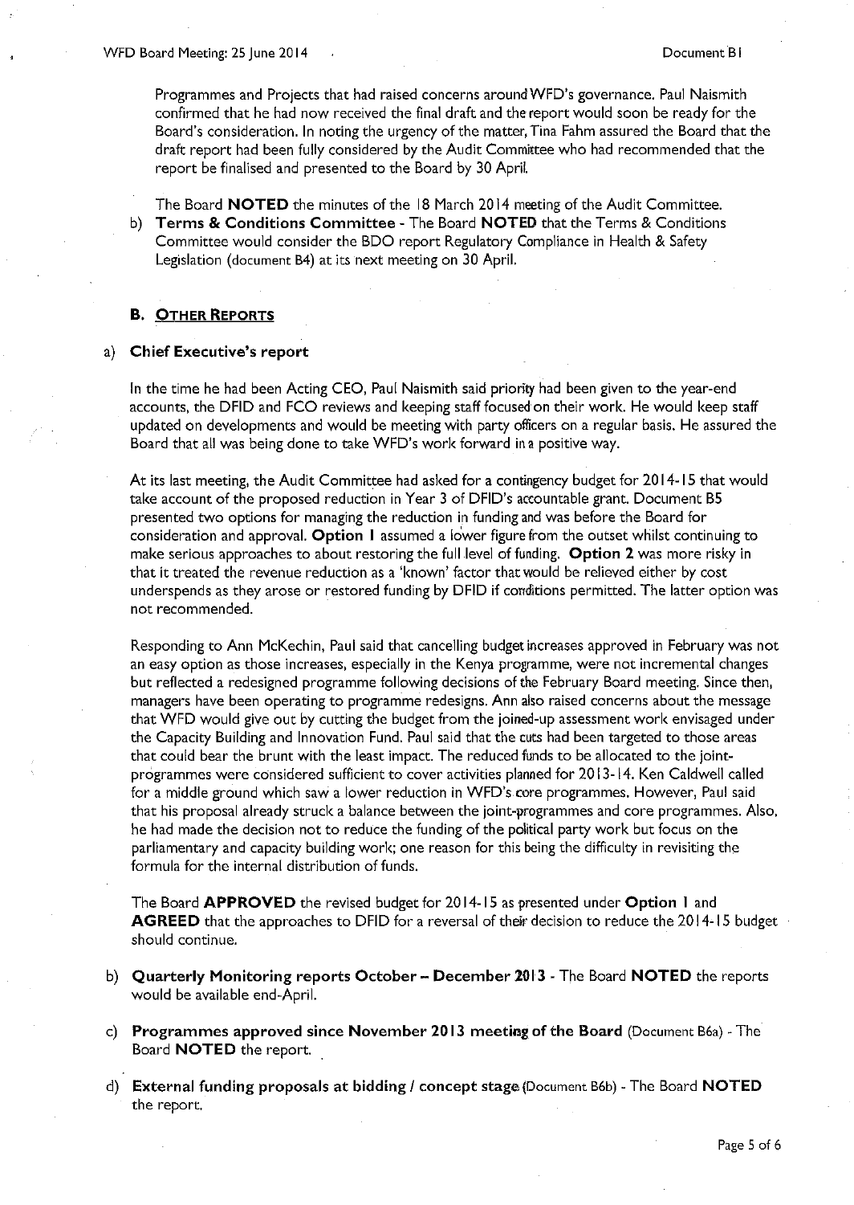Programmes and Projects that had raised concerns around WFD's governance. Paul Naismith confirmed that he had now received the final draft and the report would soon be ready for the Board's consideration. In noting the urgency of the matter, Tina Fahm assured the Board that the draft report had been fully considered by the Audit Committee who had recommended that the report be finalised and presented to the Board by 30 April.

The Board **NOTED** the minutes of the 18 March 2014 meeting of the Audit Committee.

b) **Terms & Conditions Committee** - The Board **NOTED** that the Terms & Conditions Committee would consider the BDO report Regulatory Compliance in Health & Safety Legislation (document B4) at its next meeting on 30 April.

## B. OTHER REPORTS

a) **Chief Executive's report**

In the time he had been Acting CEO, Paul Naismith said priority had been given to the year-end accounts, the DFID and FCO reviews and keeping staff focused on their work. He would keep staff updated on developments and would be meeting with party officers on a regular basis. He assured the Board that all was being done to take WFD's work forward in a positive way.

At its last meeting, the Audit Committee had asked for a contingency budget for 2014-15 that would take account of the proposed reduction in Year 3 of DFID's accountable grant. Document B5 presented two options for managing the reduction in funding and was before the Board for consideration and approval. **Option 1** assumed a lower figure from the outset whilst continuing to make serious approaches to about restoring the full level of funding. **Option 2** was more risky in that it treated the revenue reduction as a 'known' factor that would be relieved either by cost underspends as they arose or restored funding by DFID if conditions permitted. The latter option was not recommended.

Responding to Ann McKechin, Paul said that cancelling budget increases approved in February was not an easy option as those increases, especially in the Kenya programme, were not incremental changes but reflected a redesigned programme following decisions of the February Board meeting. Since then, managers have been operating to programme redesigns. Ann also raised concerns about the message that WFD would give out by cutting the budget from the joined-up assessment work envisaged under the Capacity Building and Innovation Fund. Paul said that the cuts had been targeted to those areas that could bear the brunt with the least impact. The reduced funds to be allocated to the joint-programmes were considered sufficient to cover activities planned for 2013-14. Ken Caldwell called for a middle ground which saw a lower reduction in WFD's core programmes. However, Paul said that his proposal already struck a balance between the joint-programmes and core programmes. Also, he had made the decision not to reduce the funding of the political party work but focus on the parliamentary and capacity building work; one reason for this being the difficulty in revisiting the formula for the internal distribution of funds.

The Board **APPROVED** the revised budget for 2014-15 as presented under **Option 1** and **AGREED** that the approaches to DFID for a reversal of their decision to reduce the 2014-15 budget should continue.

b) **Quarterly Monitoring reports October – December 2013** - The Board **NOTED** the reports would be available end-April.

c) **Programmes approved since November 2013 meeting of the Board** (Document B6a) - The Board **NOTED** the report.

d) **External funding proposals at bidding / concept stage** (Document B6b) - The Board **NOTED** the report.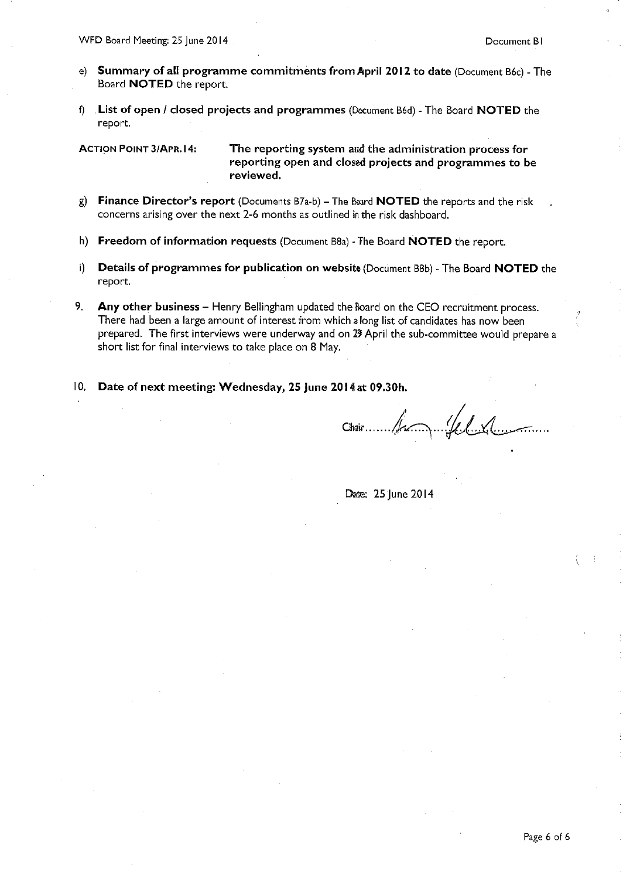e) **Summary of all programme commitments from April 2012 to date** (Document B6c) - The Board **NOTED** the report.

f) **List of open / closed projects and programmes** (Document B6d) - The Board **NOTED** the report.

ACTION POINT 3/APR.14: **The reporting system and the administration process for reporting open and closed projects and programmes to be reviewed.**

g) **Finance Director's report** (Documents B7a-b) – The Board **NOTED** the reports and the risk concerns arising over the next 2-6 months as outlined in the risk dashboard.

h) **Freedom of information requests** (Document B8a) - The Board **NOTED** the report.

i) **Details of programmes for publication on website** (Document B8b) - The Board **NOTED** the report.

9. **Any other business** – Henry Bellingham updated the Board on the CEO recruitment process. There had been a large amount of interest from which a long list of candidates has now been prepared. The first interviews were underway and on 29 April the sub-committee would prepare a short list for final interviews to take place on 8 May.

10. **Date of next meeting: Wednesday, 25 June 2014 at 09.30h.**

Chair..............................

Date: 25 June 2014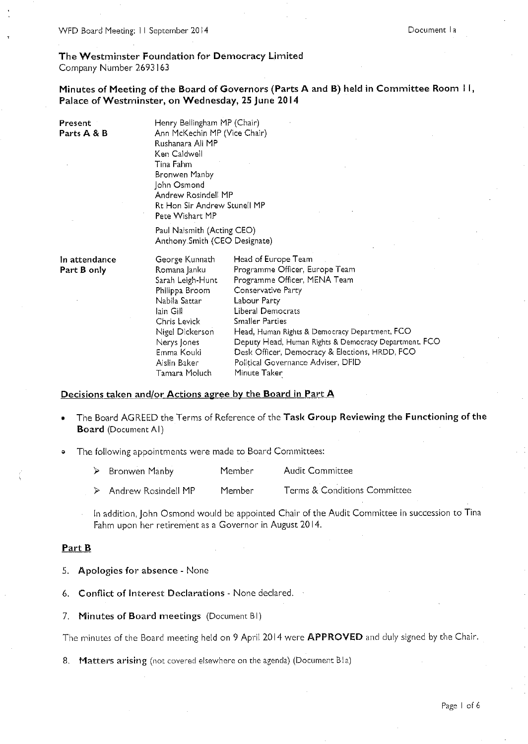**The Westminster Foundation for Democracy Limited**
Company Number 2693163

## Minutes of Meeting of the Board of Governors (Parts A and B) held in Committee Room 11, Palace of Westminster, on Wednesday, 25 June 2014

**Present Parts A & B**

Henry Bellingham MP (Chair)
Ann McKechin MP (Vice Chair)
Rushanara Ali MP
Ken Caldwell
Tina Fahm
Bronwen Manby
John Osmond
Andrew Rosindell MP
Rt Hon Sir Andrew Stunell MP
Pete Wishart MP

Paul Naismith (Acting CEO)
Anthony Smith (CEO Designate)

**In attendance Part B only**

| Name | Role |
|---|---|
| George Kunnath | Head of Europe Team |
| Romana Janku | Programme Officer, Europe Team |
| Sarah Leigh-Hunt | Programme Officer, MENA Team |
| Philippa Broom | Conservative Party |
| Nabila Sattar | Labour Party |
| Iain Gill | Liberal Democrats |
| Chris Levick | Smaller Parties |
| Nigel Dickerson | Head, Human Rights & Democracy Department, FCO |
| Nerys Jones | Deputy Head, Human Rights & Democracy Department, FCO |
| Emma Kouki | Desk Officer, Democracy & Elections, HRDD, FCO |
| Aislin Baker | Political Governance Adviser, DFID |
| Tamara Moluch | Minute Taker |

### Decisions taken and/or Actions agree by the Board in Part A

- The Board AGREED the Terms of Reference of the **Task Group Reviewing the Functioning of the Board** (Document A1)
- The following appointments were made to Board Committees:
    - Bronwen Manby — Member — Audit Committee
    - Andrew Rosindell MP — Member — Terms & Conditions Committee

  In addition, John Osmond would be appointed Chair of the Audit Committee in succession to Tina Fahm upon her retirement as a Governor in August 2014.

### Part B

5. **Apologies for absence** - None

6. **Conflict of Interest Declarations** - None declared.

7. **Minutes of Board meetings** (Document B1)

The minutes of the Board meeting held on 9 April 2014 were **APPROVED** and duly signed by the Chair.

8. **Matters arising** (not covered elsewhere on the agenda) (Document B1a)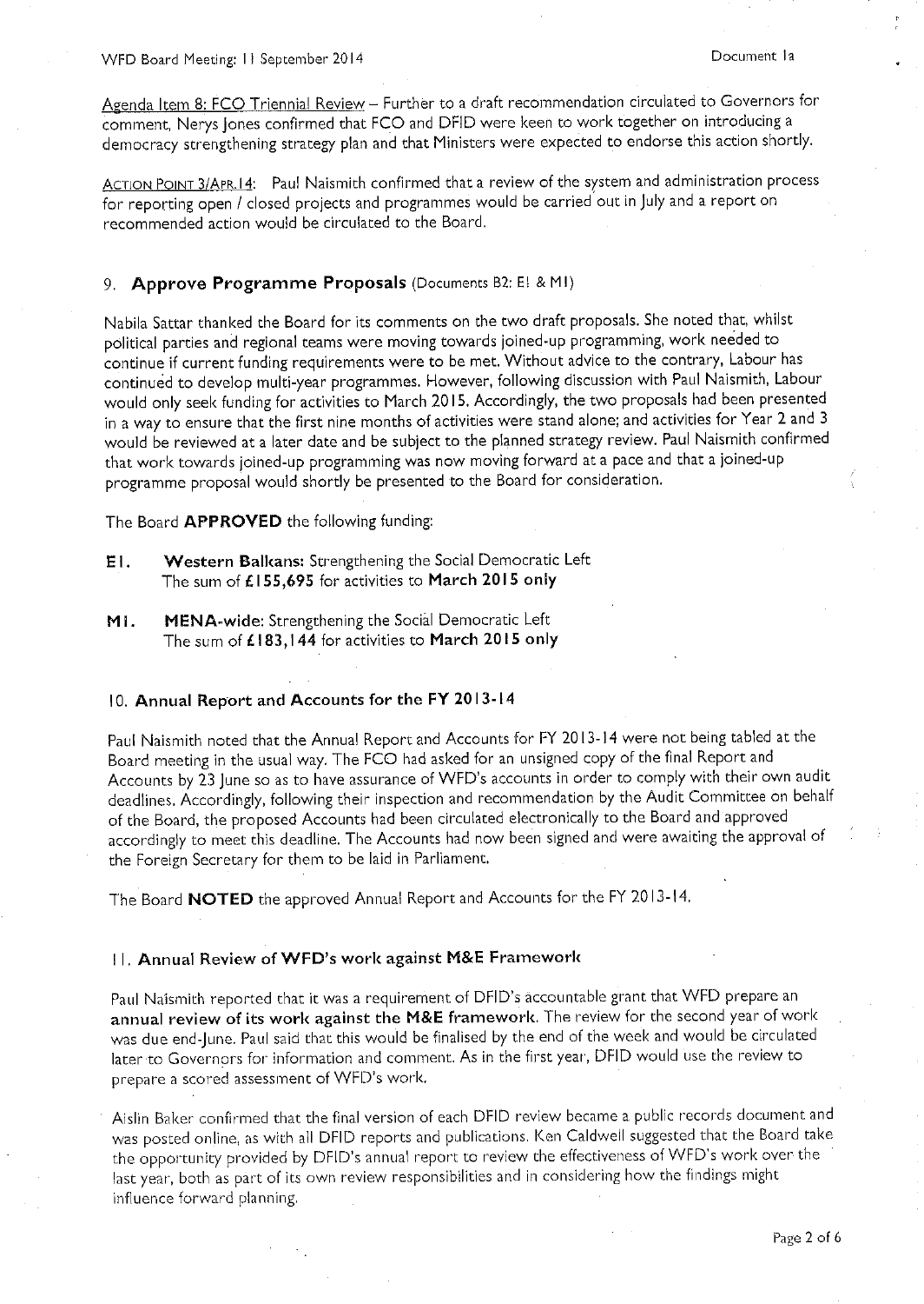Agenda Item 8: FCO Triennial Review – Further to a draft recommendation circulated to Governors for comment, Nerys Jones confirmed that FCO and DFID were keen to work together on introducing a democracy strengthening strategy plan and that Ministers were expected to endorse this action shortly.

ACTION POINT 3/APR.14: Paul Naismith confirmed that a review of the system and administration process for reporting open / closed projects and programmes would be carried out in July and a report on recommended action would be circulated to the Board.

## 9. Approve Programme Proposals (Documents B2: E1 & M1)

Nabila Sattar thanked the Board for its comments on the two draft proposals. She noted that, whilst political parties and regional teams were moving towards joined-up programming, work needed to continue if current funding requirements were to be met. Without advice to the contrary, Labour has continued to develop multi-year programmes. However, following discussion with Paul Naismith, Labour would only seek funding for activities to March 2015. Accordingly, the two proposals had been presented in a way to ensure that the first nine months of activities were stand alone; and activities for Year 2 and 3 would be reviewed at a later date and be subject to the planned strategy review. Paul Naismith confirmed that work towards joined-up programming was now moving forward at a pace and that a joined-up programme proposal would shortly be presented to the Board for consideration.

The Board **APPROVED** the following funding:

- **E1.** **Western Balkans:** Strengthening the Social Democratic Left
  The sum of **£155,695** for activities to **March 2015 only**

- **M1.** **MENA-wide:** Strengthening the Social Democratic Left
  The sum of **£183,144** for activities to **March 2015 only**

## 10. Annual Report and Accounts for the FY 2013-14

Paul Naismith noted that the Annual Report and Accounts for FY 2013-14 were not being tabled at the Board meeting in the usual way. The FCO had asked for an unsigned copy of the final Report and Accounts by 23 June so as to have assurance of WFD's accounts in order to comply with their own audit deadlines. Accordingly, following their inspection and recommendation by the Audit Committee on behalf of the Board, the proposed Accounts had been circulated electronically to the Board and approved accordingly to meet this deadline. The Accounts had now been signed and were awaiting the approval of the Foreign Secretary for them to be laid in Parliament.

The Board **NOTED** the approved Annual Report and Accounts for the FY 2013-14.

## 11. Annual Review of WFD's work against M&E Framework

Paul Naismith reported that it was a requirement of DFID's accountable grant that WFD prepare an **annual review of its work against the M&E framework.** The review for the second year of work was due end-June. Paul said that this would be finalised by the end of the week and would be circulated later to Governors for information and comment. As in the first year, DFID would use the review to prepare a scored assessment of WFD's work.

Aislin Baker confirmed that the final version of each DFID review became a public records document and was posted online, as with all DFID reports and publications. Ken Caldwell suggested that the Board take the opportunity provided by DFID's annual report to review the effectiveness of WFD's work over the last year, both as part of its own review responsibilities and in considering how the findings might influence forward planning.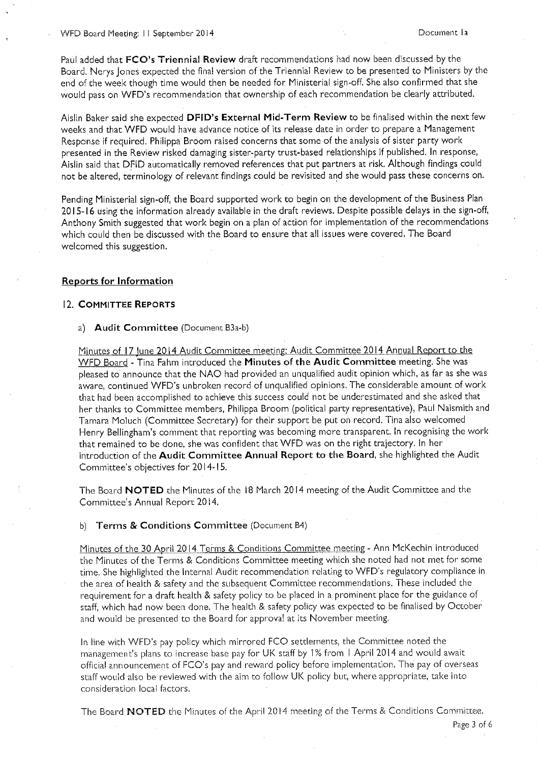Paul added that **FCO's Triennial Review** draft recommendations had now been discussed by the Board. Nerys Jones expected the final version of the Triennial Review to be presented to Ministers by the end of the week though time would then be needed for Ministerial sign-off. She also confirmed that she would pass on WFD's recommendation that ownership of each recommendation be clearly attributed.

Aislin Baker said she expected **DFID's External Mid-Term Review** to be finalised within the next few weeks and that WFD would have advance notice of its release date in order to prepare a Management Response if required. Philippa Broom raised concerns that some of the analysis of sister party work presented in the Review risked damaging sister-party trust-based relationships if published. In response, Aislin said that DFID automatically removed references that put partners at risk. Although findings could not be altered, terminology of relevant findings could be revisited and she would pass these concerns on.

Pending Ministerial sign-off, the Board supported work to begin on the development of the Business Plan 2015-16 using the information already available in the draft reviews. Despite possible delays in the sign-off, Anthony Smith suggested that work begin on a plan of action for implementation of the recommendations which could then be discussed with the Board to ensure that all issues were covered. The Board welcomed this suggestion.

## Reports for Information

### 12. COMMITTEE REPORTS

a) **Audit Committee** (Document B3a-b)

Minutes of 17 June 2014 Audit Committee meeting; Audit Committee 2014 Annual Report to the WFD Board - Tina Fahm introduced the **Minutes of the Audit Committee** meeting. She was pleased to announce that the NAO had provided an unqualified audit opinion which, as far as she was aware, continued WFD's unbroken record of unqualified opinions. The considerable amount of work that had been accomplished to achieve this success could not be underestimated and she asked that her thanks to Committee members, Philippa Broom (political party representative), Paul Naismith and Tamara Moluch (Committee Secretary) for their support be put on record. Tina also welcomed Henry Bellingham's comment that reporting was becoming more transparent. In recognising the work that remained to be done, she was confident that WFD was on the right trajectory. In her introduction of the **Audit Committee Annual Report to the Board**, she highlighted the Audit Committee's objectives for 2014-15.

The Board **NOTED** the Minutes of the 18 March 2014 meeting of the Audit Committee and the Committee's Annual Report 2014.

b) **Terms & Conditions Committee** (Document B4)

Minutes of the 30 April 2014 Terms & Conditions Committee meeting - Ann McKechin introduced the Minutes of the Terms & Conditions Committee meeting which she noted had not met for some time. She highlighted the Internal Audit recommendation relating to WFD's regulatory compliance in the area of health & safety and the subsequent Committee recommendations. These included the requirement for a draft health & safety policy to be placed in a prominent place for the guidance of staff, which had now been done. The health & safety policy was expected to be finalised by October and would be presented to the Board for approval at its November meeting.

In line with WFD's pay policy which mirrored FCO settlements, the Committee noted the management's plans to increase base pay for UK staff by 1% from 1 April 2014 and would await official announcement of FCO's pay and reward policy before implementation. The pay of overseas staff would also be reviewed with the aim to follow UK policy but, where appropriate, take into consideration local factors.

The Board **NOTED** the Minutes of the April 2014 meeting of the Terms & Conditions Committee.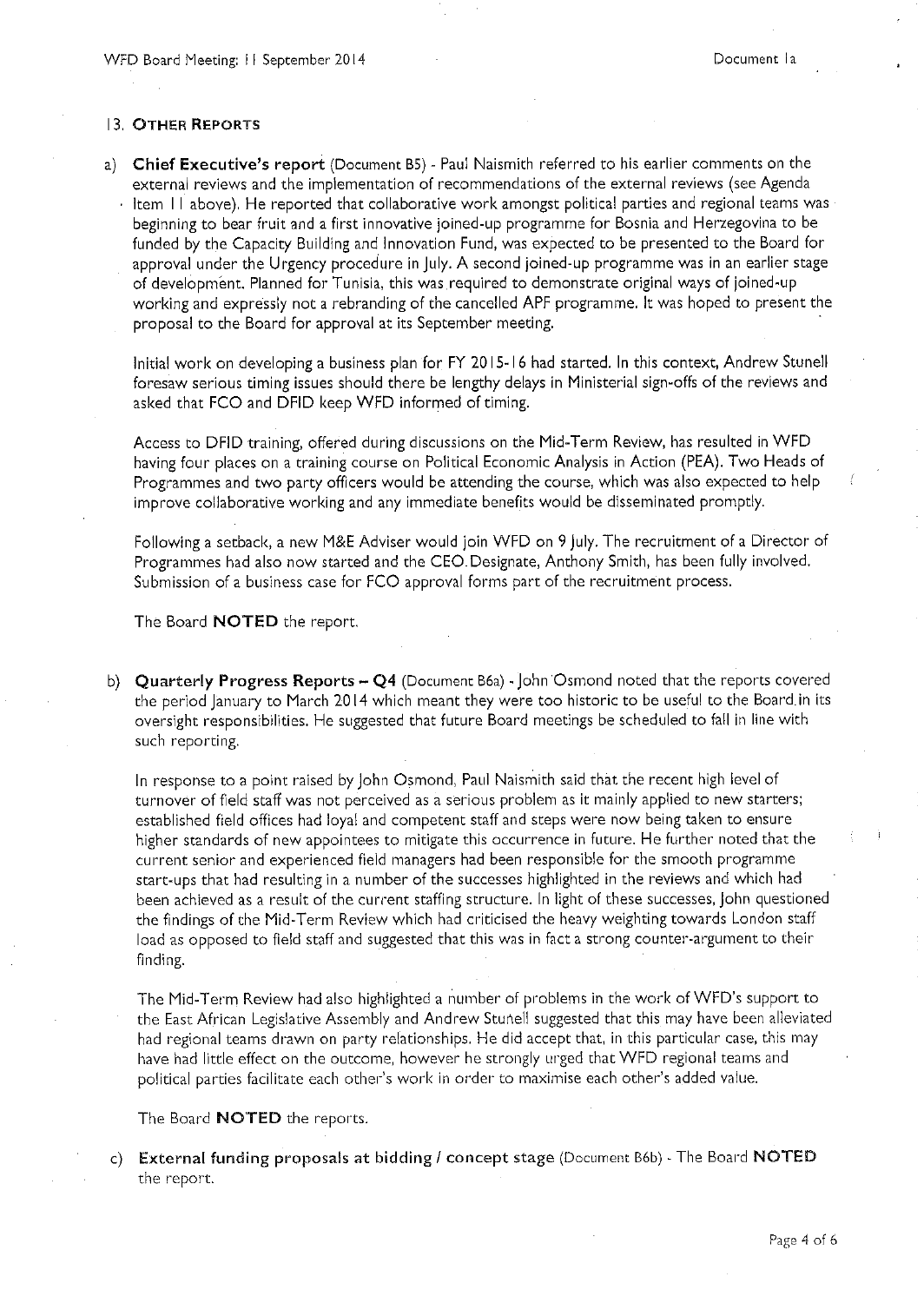## 13. OTHER REPORTS

a) **Chief Executive's report** (Document B5) - Paul Naismith referred to his earlier comments on the external reviews and the implementation of recommendations of the external reviews (see Agenda Item 11 above). He reported that collaborative work amongst political parties and regional teams was beginning to bear fruit and a first innovative joined-up programme for Bosnia and Herzegovina to be funded by the Capacity Building and Innovation Fund, was expected to be presented to the Board for approval under the Urgency procedure in July. A second joined-up programme was in an earlier stage of development. Planned for Tunisia, this was required to demonstrate original ways of joined-up working and expressly not a rebranding of the cancelled APF programme. It was hoped to present the proposal to the Board for approval at its September meeting.

   Initial work on developing a business plan for FY 2015-16 had started. In this context, Andrew Stunell foresaw serious timing issues should there be lengthy delays in Ministerial sign-offs of the reviews and asked that FCO and DFID keep WFD informed of timing.

   Access to DFID training, offered during discussions on the Mid-Term Review, has resulted in WFD having four places on a training course on Political Economic Analysis in Action (PEA). Two Heads of Programmes and two party officers would be attending the course, which was also expected to help improve collaborative working and any immediate benefits would be disseminated promptly.

   Following a setback, a new M&E Adviser would join WFD on 9 July. The recruitment of a Director of Programmes had also now started and the CEO Designate, Anthony Smith, has been fully involved. Submission of a business case for FCO approval forms part of the recruitment process.

   The Board **NOTED** the report.

b) **Quarterly Progress Reports – Q4** (Document B6a) - John Osmond noted that the reports covered the period January to March 2014 which meant they were too historic to be useful to the Board in its oversight responsibilities. He suggested that future Board meetings be scheduled to fall in line with such reporting.

   In response to a point raised by John Osmond, Paul Naismith said that the recent high level of turnover of field staff was not perceived as a serious problem as it mainly applied to new starters; established field offices had loyal and competent staff and steps were now being taken to ensure higher standards of new appointees to mitigate this occurrence in future. He further noted that the current senior and experienced field managers had been responsible for the smooth programme start-ups that had resulting in a number of the successes highlighted in the reviews and which had been achieved as a result of the current staffing structure. In light of these successes, John questioned the findings of the Mid-Term Review which had criticised the heavy weighting towards London staff load as opposed to field staff and suggested that this was in fact a strong counter-argument to their finding.

   The Mid-Term Review had also highlighted a number of problems in the work of WFD's support to the East African Legislative Assembly and Andrew Stunell suggested that this may have been alleviated had regional teams drawn on party relationships. He did accept that, in this particular case, this may have had little effect on the outcome, however he strongly urged that WFD regional teams and political parties facilitate each other's work in order to maximise each other's added value.

   The Board **NOTED** the reports.

c) **External funding proposals at bidding / concept stage** (Document B6b) - The Board **NOTED** the report.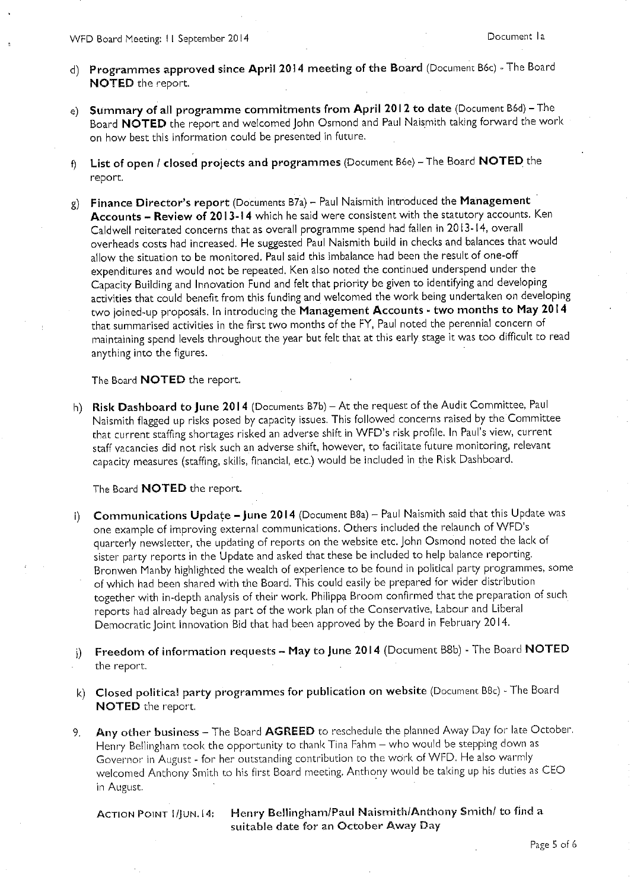d) **Programmes approved since April 2014 meeting of the Board** (Document B6c) - The Board **NOTED** the report.

e) **Summary of all programme commitments from April 2012 to date** (Document B6d) – The Board **NOTED** the report and welcomed John Osmond and Paul Naismith taking forward the work on how best this information could be presented in future.

f) **List of open / closed projects and programmes** (Document B6e) – The Board **NOTED** the report.

g) **Finance Director's report** (Documents B7a) – Paul Naismith introduced the **Management Accounts – Review of 2013-14** which he said were consistent with the statutory accounts. Ken Caldwell reiterated concerns that as overall programme spend had fallen in 2013-14, overall overheads costs had increased. He suggested Paul Naismith build in checks and balances that would allow the situation to be monitored. Paul said this imbalance had been the result of one-off expenditures and would not be repeated. Ken also noted the continued underspend under the Capacity Building and Innovation Fund and felt that priority be given to identifying and developing activities that could benefit from this funding and welcomed the work being undertaken on developing two joined-up proposals. In introducing the **Management Accounts - two months to May 2014** that summarised activities in the first two months of the FY, Paul noted the perennial concern of maintaining spend levels throughout the year but felt that at this early stage it was too difficult to read anything into the figures.

   The Board **NOTED** the report.

h) **Risk Dashboard to June 2014** (Documents B7b) – At the request of the Audit Committee, Paul Naismith flagged up risks posed by capacity issues. This followed concerns raised by the Committee that current staffing shortages risked an adverse shift in WFD's risk profile. In Paul's view, current staff vacancies did not risk such an adverse shift, however, to facilitate future monitoring, relevant capacity measures (staffing, skills, financial, etc.) would be included in the Risk Dashboard.

   The Board **NOTED** the report.

i) **Communications Update – June 2014** (Document B8a) – Paul Naismith said that this Update was one example of improving external communications. Others included the relaunch of WFD's quarterly newsletter, the updating of reports on the website etc. John Osmond noted the lack of sister party reports in the Update and asked that these be included to help balance reporting. Bronwen Manby highlighted the wealth of experience to be found in political party programmes, some of which had been shared with the Board. This could easily be prepared for wider distribution together with in-depth analysis of their work. Philippa Broom confirmed that the preparation of such reports had already begun as part of the work plan of the Conservative, Labour and Liberal Democratic Joint Innovation Bid that had been approved by the Board in February 2014.

j) **Freedom of information requests – May to June 2014** (Document B8b) - The Board **NOTED** the report.

k) **Closed political party programmes for publication on website** (Document B8c) - The Board **NOTED** the report.

9. **Any other business** – The Board **AGREED** to reschedule the planned Away Day for late October. Henry Bellingham took the opportunity to thank Tina Fahm – who would be stepping down as Governor in August - for her outstanding contribution to the work of WFD. He also warmly welcomed Anthony Smith to his first Board meeting. Anthony would be taking up his duties as CEO in August.

   ACTION POINT 1/JUN.14: **Henry Bellingham/Paul Naismith/Anthony Smith/ to find a suitable date for an October Away Day**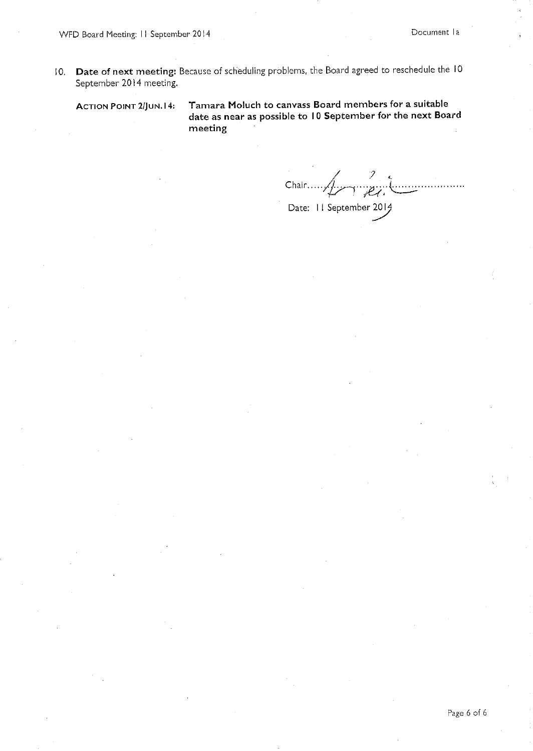10. **Date of next meeting:** Because of scheduling problems, the Board agreed to reschedule the 10 September 2014 meeting.

    ACTION POINT 2/JUN.14: **Tamara Moluch to canvass Board members for a suitable date as near as possible to 10 September for the next Board meeting**

Chair.......................................

Date: 11 September 2014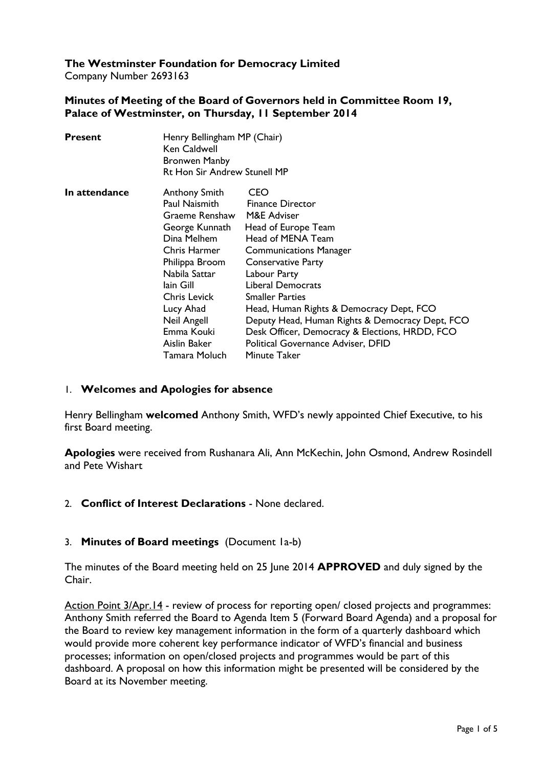**The Westminster Foundation for Democracy Limited**
Company Number 2693163

**Minutes of Meeting of the Board of Governors held in Committee Room 19, Palace of Westminster, on Thursday, 11 September 2014**

| | | |
|---|---|---|
| **Present** | Henry Bellingham MP (Chair) | |
| | Ken Caldwell | |
| | Bronwen Manby | |
| | Rt Hon Sir Andrew Stunell MP | |
| **In attendance** | Anthony Smith | CEO |
| | Paul Naismith | Finance Director |
| | Graeme Renshaw | M&E Adviser |
| | George Kunnath | Head of Europe Team |
| | Dina Melhem | Head of MENA Team |
| | Chris Harmer | Communications Manager |
| | Philippa Broom | Conservative Party |
| | Nabila Sattar | Labour Party |
| | Iain Gill | Liberal Democrats |
| | Chris Levick | Smaller Parties |
| | Lucy Ahad | Head, Human Rights & Democracy Dept, FCO |
| | Neil Angell | Deputy Head, Human Rights & Democracy Dept, FCO |
| | Emma Kouki | Desk Officer, Democracy & Elections, HRDD, FCO |
| | Aislin Baker | Political Governance Adviser, DFID |
| | Tamara Moluch | Minute Taker |

1. **Welcomes and Apologies for absence**

Henry Bellingham **welcomed** Anthony Smith, WFD's newly appointed Chief Executive, to his first Board meeting.

**Apologies** were received from Rushanara Ali, Ann McKechin, John Osmond, Andrew Rosindell and Pete Wishart

2. **Conflict of Interest Declarations** - None declared.

3. **Minutes of Board meetings** (Document 1a-b)

The minutes of the Board meeting held on 25 June 2014 **APPROVED** and duly signed by the Chair.

Action Point 3/Apr.14 - review of process for reporting open/ closed projects and programmes: Anthony Smith referred the Board to Agenda Item 5 (Forward Board Agenda) and a proposal for the Board to review key management information in the form of a quarterly dashboard which would provide more coherent key performance indicator of WFD's financial and business processes; information on open/closed projects and programmes would be part of this dashboard. A proposal on how this information might be presented will be considered by the Board at its November meeting.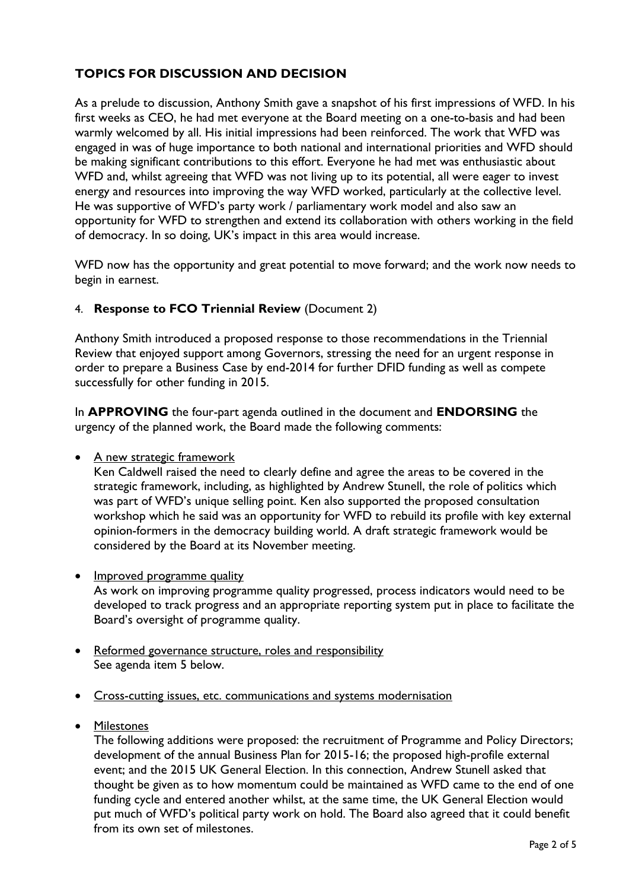## TOPICS FOR DISCUSSION AND DECISION

As a prelude to discussion, Anthony Smith gave a snapshot of his first impressions of WFD. In his first weeks as CEO, he had met everyone at the Board meeting on a one-to-basis and had been warmly welcomed by all. His initial impressions had been reinforced. The work that WFD was engaged in was of huge importance to both national and international priorities and WFD should be making significant contributions to this effort. Everyone he had met was enthusiastic about WFD and, whilst agreeing that WFD was not living up to its potential, all were eager to invest energy and resources into improving the way WFD worked, particularly at the collective level. He was supportive of WFD's party work / parliamentary work model and also saw an opportunity for WFD to strengthen and extend its collaboration with others working in the field of democracy. In so doing, UK's impact in this area would increase.

WFD now has the opportunity and great potential to move forward; and the work now needs to begin in earnest.

4. **Response to FCO Triennial Review** (Document 2)

Anthony Smith introduced a proposed response to those recommendations in the Triennial Review that enjoyed support among Governors, stressing the need for an urgent response in order to prepare a Business Case by end-2014 for further DFID funding as well as compete successfully for other funding in 2015.

In **APPROVING** the four-part agenda outlined in the document and **ENDORSING** the urgency of the planned work, the Board made the following comments:

- A new strategic framework
  Ken Caldwell raised the need to clearly define and agree the areas to be covered in the strategic framework, including, as highlighted by Andrew Stunell, the role of politics which was part of WFD's unique selling point. Ken also supported the proposed consultation workshop which he said was an opportunity for WFD to rebuild its profile with key external opinion-formers in the democracy building world. A draft strategic framework would be considered by the Board at its November meeting.

- Improved programme quality
  As work on improving programme quality progressed, process indicators would need to be developed to track progress and an appropriate reporting system put in place to facilitate the Board's oversight of programme quality.

- Reformed governance structure, roles and responsibility
  See agenda item 5 below.

- Cross-cutting issues, etc. communications and systems modernisation

- Milestones
  The following additions were proposed: the recruitment of Programme and Policy Directors; development of the annual Business Plan for 2015-16; the proposed high-profile external event; and the 2015 UK General Election. In this connection, Andrew Stunell asked that thought be given as to how momentum could be maintained as WFD came to the end of one funding cycle and entered another whilst, at the same time, the UK General Election would put much of WFD's political party work on hold. The Board also agreed that it could benefit from its own set of milestones.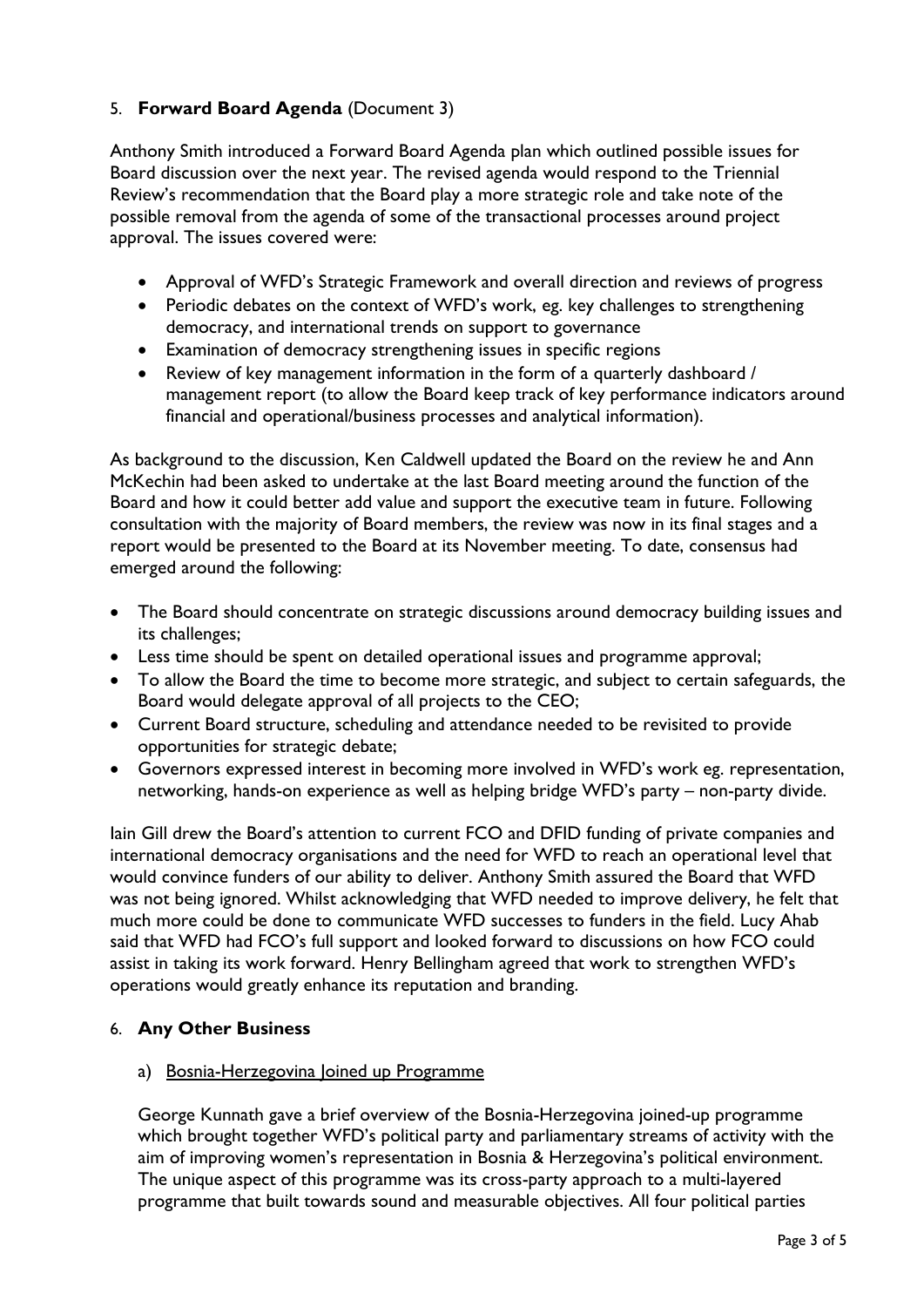5. **Forward Board Agenda** (Document 3)

Anthony Smith introduced a Forward Board Agenda plan which outlined possible issues for Board discussion over the next year. The revised agenda would respond to the Triennial Review's recommendation that the Board play a more strategic role and take note of the possible removal from the agenda of some of the transactional processes around project approval. The issues covered were:

- Approval of WFD's Strategic Framework and overall direction and reviews of progress
- Periodic debates on the context of WFD's work, eg. key challenges to strengthening democracy, and international trends on support to governance
- Examination of democracy strengthening issues in specific regions
- Review of key management information in the form of a quarterly dashboard / management report (to allow the Board keep track of key performance indicators around financial and operational/business processes and analytical information).

As background to the discussion, Ken Caldwell updated the Board on the review he and Ann McKechin had been asked to undertake at the last Board meeting around the function of the Board and how it could better add value and support the executive team in future. Following consultation with the majority of Board members, the review was now in its final stages and a report would be presented to the Board at its November meeting. To date, consensus had emerged around the following:

- The Board should concentrate on strategic discussions around democracy building issues and its challenges;
- Less time should be spent on detailed operational issues and programme approval;
- To allow the Board the time to become more strategic, and subject to certain safeguards, the Board would delegate approval of all projects to the CEO;
- Current Board structure, scheduling and attendance needed to be revisited to provide opportunities for strategic debate;
- Governors expressed interest in becoming more involved in WFD's work eg. representation, networking, hands-on experience as well as helping bridge WFD's party – non-party divide.

Iain Gill drew the Board's attention to current FCO and DFID funding of private companies and international democracy organisations and the need for WFD to reach an operational level that would convince funders of our ability to deliver. Anthony Smith assured the Board that WFD was not being ignored. Whilst acknowledging that WFD needed to improve delivery, he felt that much more could be done to communicate WFD successes to funders in the field. Lucy Ahab said that WFD had FCO's full support and looked forward to discussions on how FCO could assist in taking its work forward. Henry Bellingham agreed that work to strengthen WFD's operations would greatly enhance its reputation and branding.

6. **Any Other Business**

a) Bosnia-Herzegovina Joined up Programme

George Kunnath gave a brief overview of the Bosnia-Herzegovina joined-up programme which brought together WFD's political party and parliamentary streams of activity with the aim of improving women's representation in Bosnia & Herzegovina's political environment. The unique aspect of this programme was its cross-party approach to a multi-layered programme that built towards sound and measurable objectives. All four political parties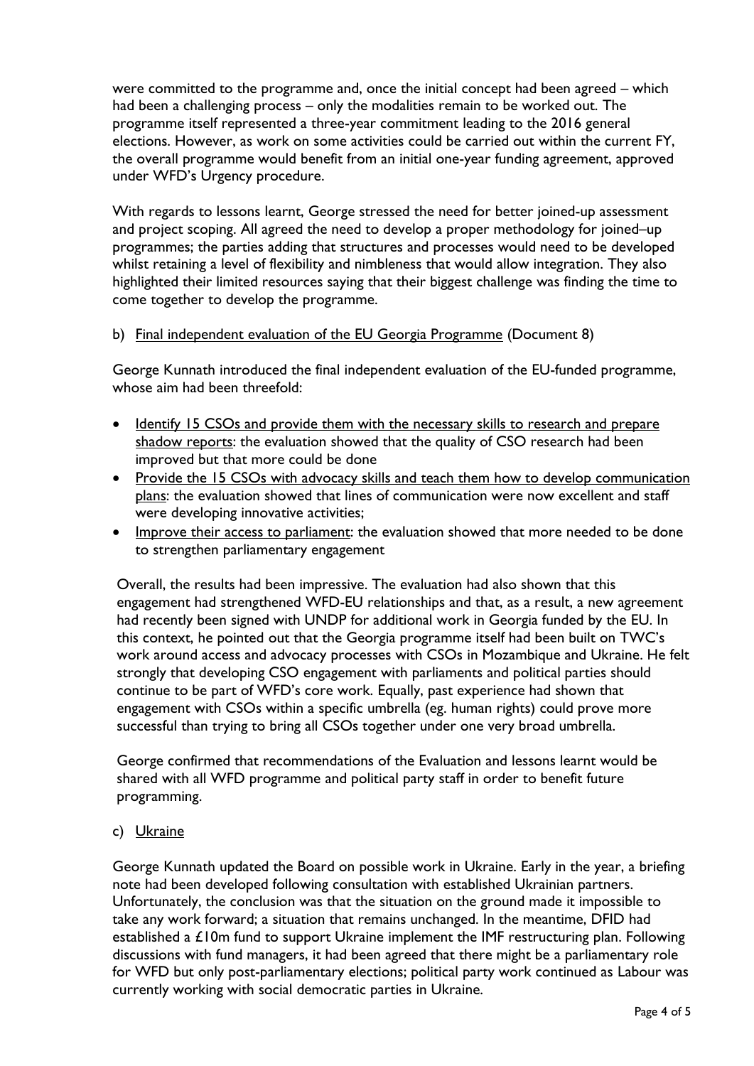were committed to the programme and, once the initial concept had been agreed – which had been a challenging process – only the modalities remain to be worked out. The programme itself represented a three-year commitment leading to the 2016 general elections. However, as work on some activities could be carried out within the current FY, the overall programme would benefit from an initial one-year funding agreement, approved under WFD's Urgency procedure.

With regards to lessons learnt, George stressed the need for better joined-up assessment and project scoping. All agreed the need to develop a proper methodology for joined–up programmes; the parties adding that structures and processes would need to be developed whilst retaining a level of flexibility and nimbleness that would allow integration. They also highlighted their limited resources saying that their biggest challenge was finding the time to come together to develop the programme.

b) <u>Final independent evaluation of the EU Georgia Programme</u> (Document 8)

George Kunnath introduced the final independent evaluation of the EU-funded programme, whose aim had been threefold:

- <u>Identify 15 CSOs and provide them with the necessary skills to research and prepare shadow reports</u>: the evaluation showed that the quality of CSO research had been improved but that more could be done
- <u>Provide the 15 CSOs with advocacy skills and teach them how to develop communication plans</u>: the evaluation showed that lines of communication were now excellent and staff were developing innovative activities;
- <u>Improve their access to parliament</u>: the evaluation showed that more needed to be done to strengthen parliamentary engagement

Overall, the results had been impressive. The evaluation had also shown that this engagement had strengthened WFD-EU relationships and that, as a result, a new agreement had recently been signed with UNDP for additional work in Georgia funded by the EU. In this context, he pointed out that the Georgia programme itself had been built on TWC's work around access and advocacy processes with CSOs in Mozambique and Ukraine. He felt strongly that developing CSO engagement with parliaments and political parties should continue to be part of WFD's core work. Equally, past experience had shown that engagement with CSOs within a specific umbrella (eg. human rights) could prove more successful than trying to bring all CSOs together under one very broad umbrella.

George confirmed that recommendations of the Evaluation and lessons learnt would be shared with all WFD programme and political party staff in order to benefit future programming.

c) <u>Ukraine</u>

George Kunnath updated the Board on possible work in Ukraine. Early in the year, a briefing note had been developed following consultation with established Ukrainian partners. Unfortunately, the conclusion was that the situation on the ground made it impossible to take any work forward; a situation that remains unchanged. In the meantime, DFID had established a £10m fund to support Ukraine implement the IMF restructuring plan. Following discussions with fund managers, it had been agreed that there might be a parliamentary role for WFD but only post-parliamentary elections; political party work continued as Labour was currently working with social democratic parties in Ukraine.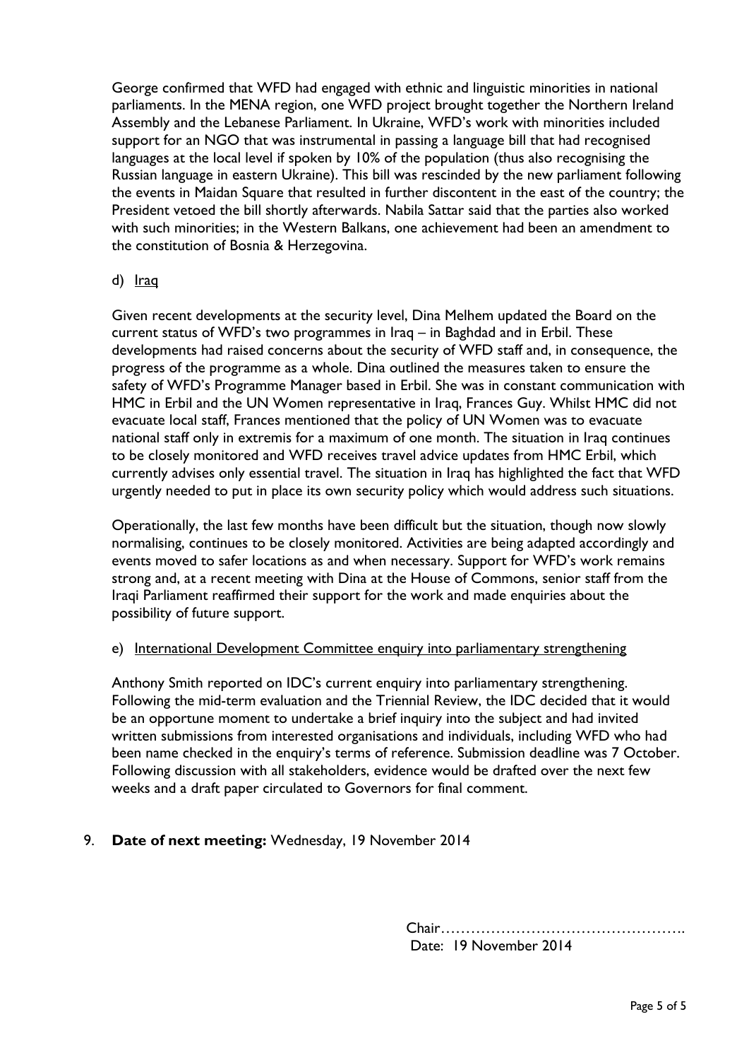George confirmed that WFD had engaged with ethnic and linguistic minorities in national parliaments. In the MENA region, one WFD project brought together the Northern Ireland Assembly and the Lebanese Parliament. In Ukraine, WFD's work with minorities included support for an NGO that was instrumental in passing a language bill that had recognised languages at the local level if spoken by 10% of the population (thus also recognising the Russian language in eastern Ukraine). This bill was rescinded by the new parliament following the events in Maidan Square that resulted in further discontent in the east of the country; the President vetoed the bill shortly afterwards. Nabila Sattar said that the parties also worked with such minorities; in the Western Balkans, one achievement had been an amendment to the constitution of Bosnia & Herzegovina.

d) Iraq

Given recent developments at the security level, Dina Melhem updated the Board on the current status of WFD's two programmes in Iraq – in Baghdad and in Erbil. These developments had raised concerns about the security of WFD staff and, in consequence, the progress of the programme as a whole. Dina outlined the measures taken to ensure the safety of WFD's Programme Manager based in Erbil. She was in constant communication with HMC in Erbil and the UN Women representative in Iraq, Frances Guy. Whilst HMC did not evacuate local staff, Frances mentioned that the policy of UN Women was to evacuate national staff only in extremis for a maximum of one month. The situation in Iraq continues to be closely monitored and WFD receives travel advice updates from HMC Erbil, which currently advises only essential travel. The situation in Iraq has highlighted the fact that WFD urgently needed to put in place its own security policy which would address such situations.

Operationally, the last few months have been difficult but the situation, though now slowly normalising, continues to be closely monitored. Activities are being adapted accordingly and events moved to safer locations as and when necessary. Support for WFD's work remains strong and, at a recent meeting with Dina at the House of Commons, senior staff from the Iraqi Parliament reaffirmed their support for the work and made enquiries about the possibility of future support.

e) International Development Committee enquiry into parliamentary strengthening

Anthony Smith reported on IDC's current enquiry into parliamentary strengthening. Following the mid-term evaluation and the Triennial Review, the IDC decided that it would be an opportune moment to undertake a brief inquiry into the subject and had invited written submissions from interested organisations and individuals, including WFD who had been name checked in the enquiry's terms of reference. Submission deadline was 7 October. Following discussion with all stakeholders, evidence would be drafted over the next few weeks and a draft paper circulated to Governors for final comment.

9. **Date of next meeting:** Wednesday, 19 November 2014

Chair………………………………………….

Date: 19 November 2014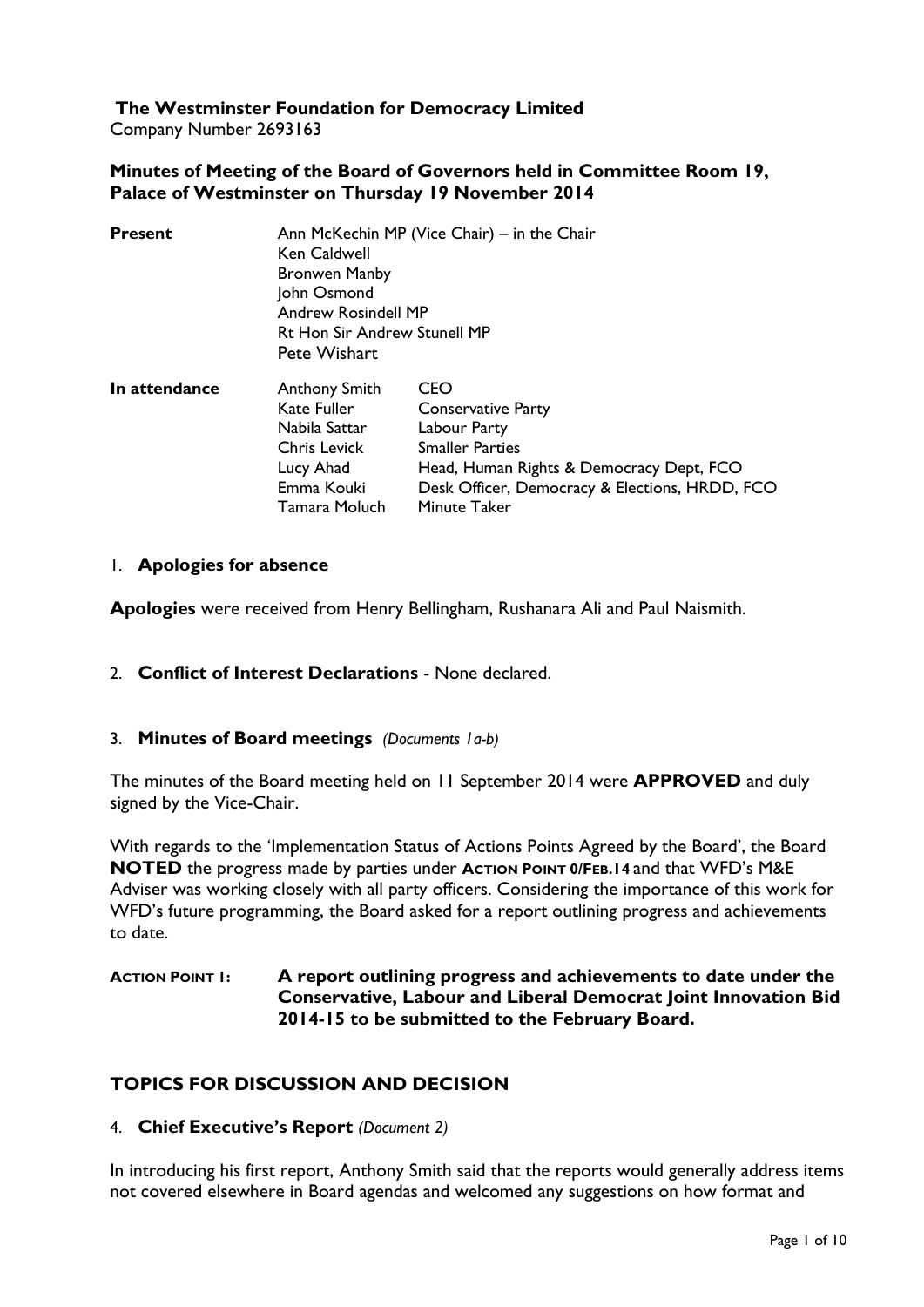**The Westminster Foundation for Democracy Limited**
Company Number 2693163

**Minutes of Meeting of the Board of Governors held in Committee Room 19, Palace of Westminster on Thursday 19 November 2014**

| | | |
|---|---|---|
| **Present** | Ann McKechin MP (Vice Chair) – in the Chair | |
| | Ken Caldwell | |
| | Bronwen Manby | |
| | John Osmond | |
| | Andrew Rosindell MP | |
| | Rt Hon Sir Andrew Stunell MP | |
| | Pete Wishart | |
| **In attendance** | Anthony Smith | CEO |
| | Kate Fuller | Conservative Party |
| | Nabila Sattar | Labour Party |
| | Chris Levick | Smaller Parties |
| | Lucy Ahad | Head, Human Rights & Democracy Dept, FCO |
| | Emma Kouki | Desk Officer, Democracy & Elections, HRDD, FCO |
| | Tamara Moluch | Minute Taker |

1. **Apologies for absence**

**Apologies** were received from Henry Bellingham, Rushanara Ali and Paul Naismith.

2. **Conflict of Interest Declarations** - None declared.

3. **Minutes of Board meetings** *(Documents 1a-b)*

The minutes of the Board meeting held on 11 September 2014 were **APPROVED** and duly signed by the Vice-Chair.

With regards to the 'Implementation Status of Actions Points Agreed by the Board', the Board **NOTED** the progress made by parties under **ACTION POINT 0/FEB.14** and that WFD's M&E Adviser was working closely with all party officers. Considering the importance of this work for WFD's future programming, the Board asked for a report outlining progress and achievements to date.

**ACTION POINT 1:** **A report outlining progress and achievements to date under the Conservative, Labour and Liberal Democrat Joint Innovation Bid 2014-15 to be submitted to the February Board.**

## TOPICS FOR DISCUSSION AND DECISION

4. **Chief Executive's Report** *(Document 2)*

In introducing his first report, Anthony Smith said that the reports would generally address items not covered elsewhere in Board agendas and welcomed any suggestions on how format and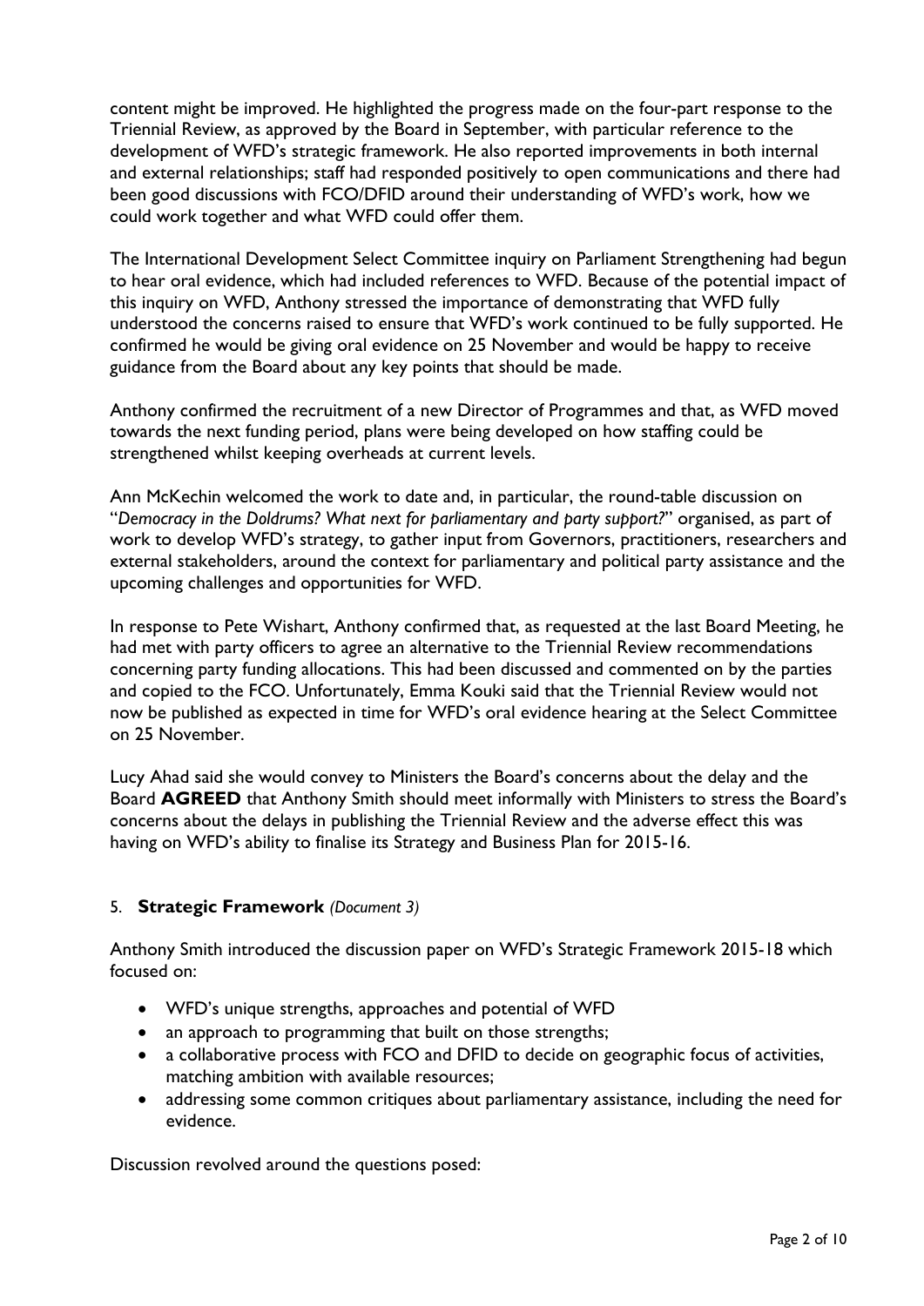content might be improved. He highlighted the progress made on the four-part response to the Triennial Review, as approved by the Board in September, with particular reference to the development of WFD's strategic framework. He also reported improvements in both internal and external relationships; staff had responded positively to open communications and there had been good discussions with FCO/DFID around their understanding of WFD's work, how we could work together and what WFD could offer them.

The International Development Select Committee inquiry on Parliament Strengthening had begun to hear oral evidence, which had included references to WFD. Because of the potential impact of this inquiry on WFD, Anthony stressed the importance of demonstrating that WFD fully understood the concerns raised to ensure that WFD's work continued to be fully supported. He confirmed he would be giving oral evidence on 25 November and would be happy to receive guidance from the Board about any key points that should be made.

Anthony confirmed the recruitment of a new Director of Programmes and that, as WFD moved towards the next funding period, plans were being developed on how staffing could be strengthened whilst keeping overheads at current levels.

Ann McKechin welcomed the work to date and, in particular, the round-table discussion on "*Democracy in the Doldrums? What next for parliamentary and party support?*" organised, as part of work to develop WFD's strategy, to gather input from Governors, practitioners, researchers and external stakeholders, around the context for parliamentary and political party assistance and the upcoming challenges and opportunities for WFD.

In response to Pete Wishart, Anthony confirmed that, as requested at the last Board Meeting, he had met with party officers to agree an alternative to the Triennial Review recommendations concerning party funding allocations. This had been discussed and commented on by the parties and copied to the FCO. Unfortunately, Emma Kouki said that the Triennial Review would not now be published as expected in time for WFD's oral evidence hearing at the Select Committee on 25 November.

Lucy Ahad said she would convey to Ministers the Board's concerns about the delay and the Board **AGREED** that Anthony Smith should meet informally with Ministers to stress the Board's concerns about the delays in publishing the Triennial Review and the adverse effect this was having on WFD's ability to finalise its Strategy and Business Plan for 2015-16.

## 5. **Strategic Framework** *(Document 3)*

Anthony Smith introduced the discussion paper on WFD's Strategic Framework 2015-18 which focused on:

- WFD's unique strengths, approaches and potential of WFD
- an approach to programming that built on those strengths;
- a collaborative process with FCO and DFID to decide on geographic focus of activities, matching ambition with available resources;
- addressing some common critiques about parliamentary assistance, including the need for evidence.

Discussion revolved around the questions posed: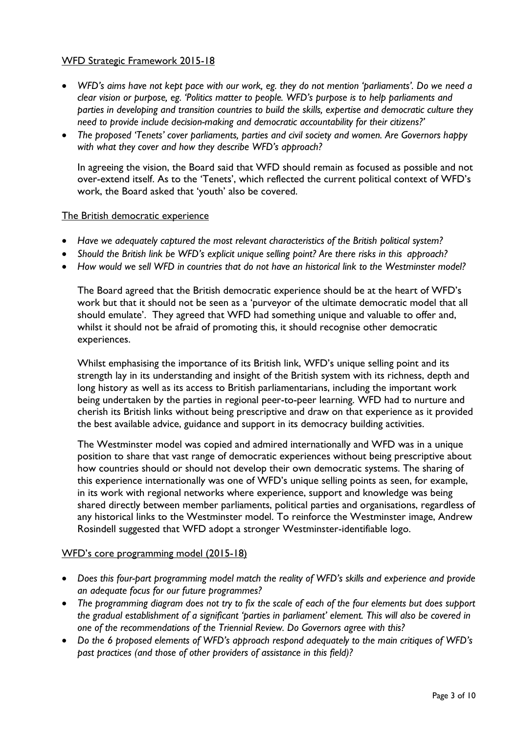<u>WFD Strategic Framework 2015-18</u>

- *WFD's aims have not kept pace with our work, eg. they do not mention 'parliaments'. Do we need a clear vision or purpose, eg. 'Politics matter to people. WFD's purpose is to help parliaments and parties in developing and transition countries to build the skills, expertise and democratic culture they need to provide include decision-making and democratic accountability for their citizens?'*
- *The proposed 'Tenets' cover parliaments, parties and civil society and women. Are Governors happy with what they cover and how they describe WFD's approach?*

In agreeing the vision, the Board said that WFD should remain as focused as possible and not over-extend itself. As to the 'Tenets', which reflected the current political context of WFD's work, the Board asked that 'youth' also be covered.

<u>The British democratic experience</u>

- *Have we adequately captured the most relevant characteristics of the British political system?*
- *Should the British link be WFD's explicit unique selling point? Are there risks in this approach?*
- *How would we sell WFD in countries that do not have an historical link to the Westminster model?*

The Board agreed that the British democratic experience should be at the heart of WFD's work but that it should not be seen as a 'purveyor of the ultimate democratic model that all should emulate'. They agreed that WFD had something unique and valuable to offer and, whilst it should not be afraid of promoting this, it should recognise other democratic experiences.

Whilst emphasising the importance of its British link, WFD's unique selling point and its strength lay in its understanding and insight of the British system with its richness, depth and long history as well as its access to British parliamentarians, including the important work being undertaken by the parties in regional peer-to-peer learning. WFD had to nurture and cherish its British links without being prescriptive and draw on that experience as it provided the best available advice, guidance and support in its democracy building activities.

The Westminster model was copied and admired internationally and WFD was in a unique position to share that vast range of democratic experiences without being prescriptive about how countries should or should not develop their own democratic systems. The sharing of this experience internationally was one of WFD's unique selling points as seen, for example, in its work with regional networks where experience, support and knowledge was being shared directly between member parliaments, political parties and organisations, regardless of any historical links to the Westminster model. To reinforce the Westminster image, Andrew Rosindell suggested that WFD adopt a stronger Westminster-identifiable logo.

<u>WFD's core programming model (2015-18)</u>

- *Does this four-part programming model match the reality of WFD's skills and experience and provide an adequate focus for our future programmes?*
- *The programming diagram does not try to fix the scale of each of the four elements but does support the gradual establishment of a significant 'parties in parliament' element. This will also be covered in one of the recommendations of the Triennial Review. Do Governors agree with this?*
- *Do the 6 proposed elements of WFD's approach respond adequately to the main critiques of WFD's past practices (and those of other providers of assistance in this field)?*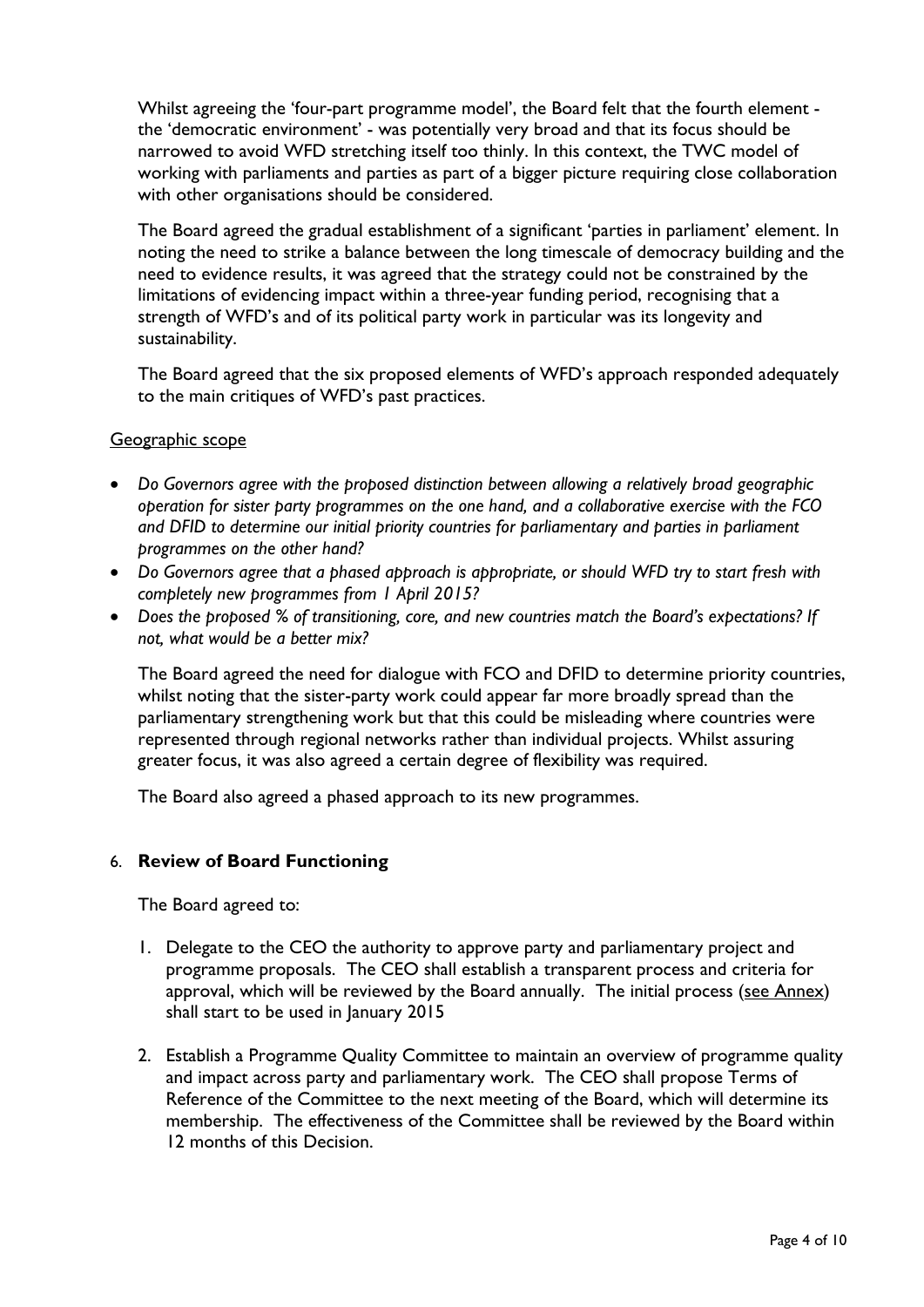Whilst agreeing the 'four-part programme model', the Board felt that the fourth element - the 'democratic environment' - was potentially very broad and that its focus should be narrowed to avoid WFD stretching itself too thinly. In this context, the TWC model of working with parliaments and parties as part of a bigger picture requiring close collaboration with other organisations should be considered.

The Board agreed the gradual establishment of a significant 'parties in parliament' element. In noting the need to strike a balance between the long timescale of democracy building and the need to evidence results, it was agreed that the strategy could not be constrained by the limitations of evidencing impact within a three-year funding period, recognising that a strength of WFD's and of its political party work in particular was its longevity and sustainability.

The Board agreed that the six proposed elements of WFD's approach responded adequately to the main critiques of WFD's past practices.

Geographic scope

- *Do Governors agree with the proposed distinction between allowing a relatively broad geographic operation for sister party programmes on the one hand, and a collaborative exercise with the FCO and DFID to determine our initial priority countries for parliamentary and parties in parliament programmes on the other hand?*
- *Do Governors agree that a phased approach is appropriate, or should WFD try to start fresh with completely new programmes from 1 April 2015?*
- *Does the proposed % of transitioning, core, and new countries match the Board's expectations? If not, what would be a better mix?*

The Board agreed the need for dialogue with FCO and DFID to determine priority countries, whilst noting that the sister-party work could appear far more broadly spread than the parliamentary strengthening work but that this could be misleading where countries were represented through regional networks rather than individual projects. Whilst assuring greater focus, it was also agreed a certain degree of flexibility was required.

The Board also agreed a phased approach to its new programmes.

6. **Review of Board Functioning**

The Board agreed to:

1. Delegate to the CEO the authority to approve party and parliamentary project and programme proposals. The CEO shall establish a transparent process and criteria for approval, which will be reviewed by the Board annually. The initial process (see Annex) shall start to be used in January 2015

2. Establish a Programme Quality Committee to maintain an overview of programme quality and impact across party and parliamentary work. The CEO shall propose Terms of Reference of the Committee to the next meeting of the Board, which will determine its membership. The effectiveness of the Committee shall be reviewed by the Board within 12 months of this Decision.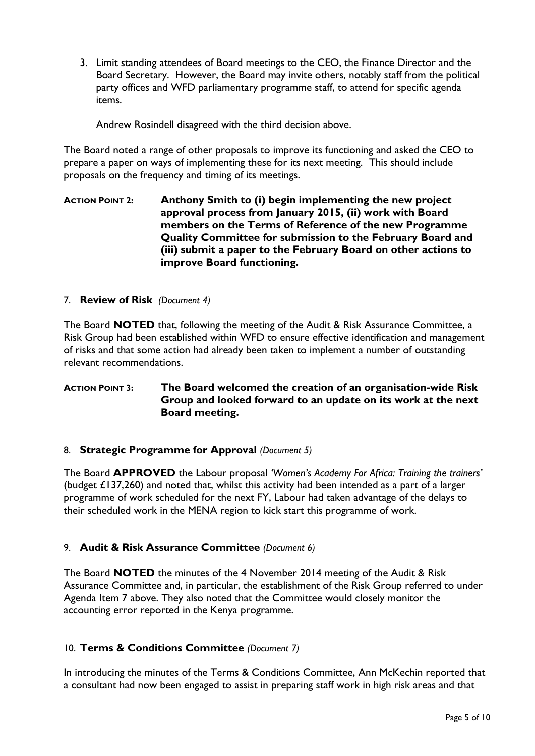3. Limit standing attendees of Board meetings to the CEO, the Finance Director and the Board Secretary. However, the Board may invite others, notably staff from the political party offices and WFD parliamentary programme staff, to attend for specific agenda items.

   Andrew Rosindell disagreed with the third decision above.

The Board noted a range of other proposals to improve its functioning and asked the CEO to prepare a paper on ways of implementing these for its next meeting. This should include proposals on the frequency and timing of its meetings.

**ACTION POINT 2:** **Anthony Smith to (i) begin implementing the new project approval process from January 2015, (ii) work with Board members on the Terms of Reference of the new Programme Quality Committee for submission to the February Board and (iii) submit a paper to the February Board on other actions to improve Board functioning.**

7. **Review of Risk** *(Document 4)*

The Board **NOTED** that, following the meeting of the Audit & Risk Assurance Committee, a Risk Group had been established within WFD to ensure effective identification and management of risks and that some action had already been taken to implement a number of outstanding relevant recommendations.

**ACTION POINT 3:** **The Board welcomed the creation of an organisation-wide Risk Group and looked forward to an update on its work at the next Board meeting.**

8. **Strategic Programme for Approval** *(Document 5)*

The Board **APPROVED** the Labour proposal *'Women's Academy For Africa: Training the trainers'* (budget £137,260) and noted that, whilst this activity had been intended as a part of a larger programme of work scheduled for the next FY, Labour had taken advantage of the delays to their scheduled work in the MENA region to kick start this programme of work.

9. **Audit & Risk Assurance Committee** *(Document 6)*

The Board **NOTED** the minutes of the 4 November 2014 meeting of the Audit & Risk Assurance Committee and, in particular, the establishment of the Risk Group referred to under Agenda Item 7 above. They also noted that the Committee would closely monitor the accounting error reported in the Kenya programme.

10. **Terms & Conditions Committee** *(Document 7)*

In introducing the minutes of the Terms & Conditions Committee, Ann McKechin reported that a consultant had now been engaged to assist in preparing staff work in high risk areas and that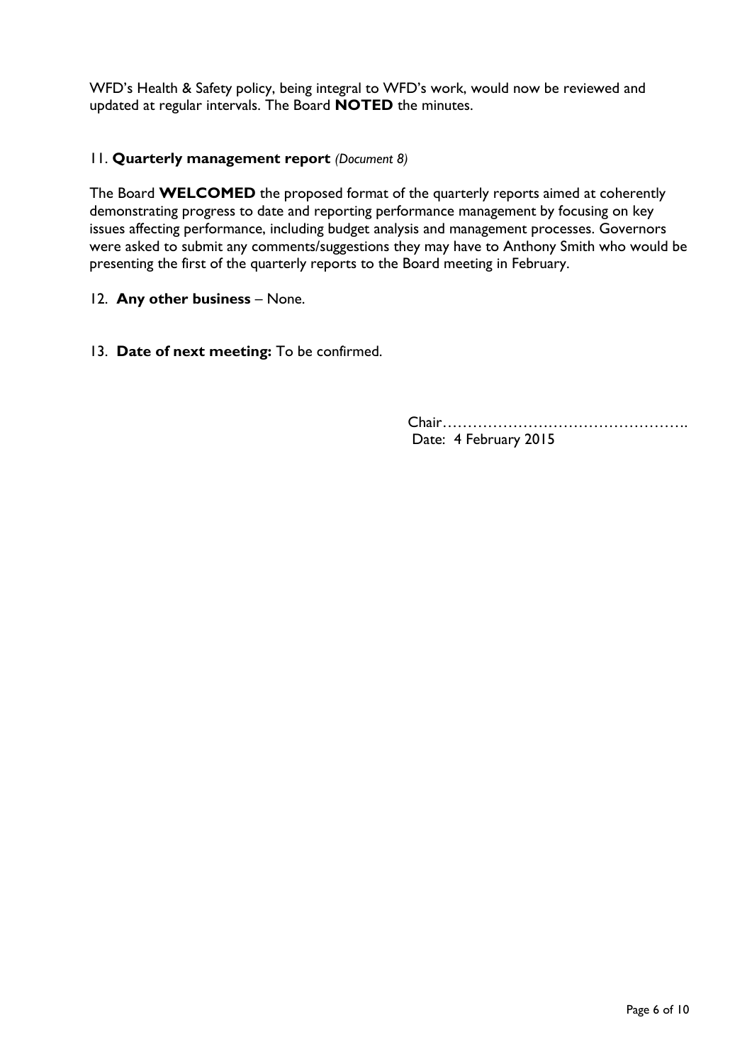WFD's Health & Safety policy, being integral to WFD's work, would now be reviewed and updated at regular intervals. The Board **NOTED** the minutes.

11. **Quarterly management report** *(Document 8)*

The Board **WELCOMED** the proposed format of the quarterly reports aimed at coherently demonstrating progress to date and reporting performance management by focusing on key issues affecting performance, including budget analysis and management processes. Governors were asked to submit any comments/suggestions they may have to Anthony Smith who would be presenting the first of the quarterly reports to the Board meeting in February.

12. **Any other business** – None.

13. **Date of next meeting:** To be confirmed.

Chair…………………………………………….
Date: 4 February 2015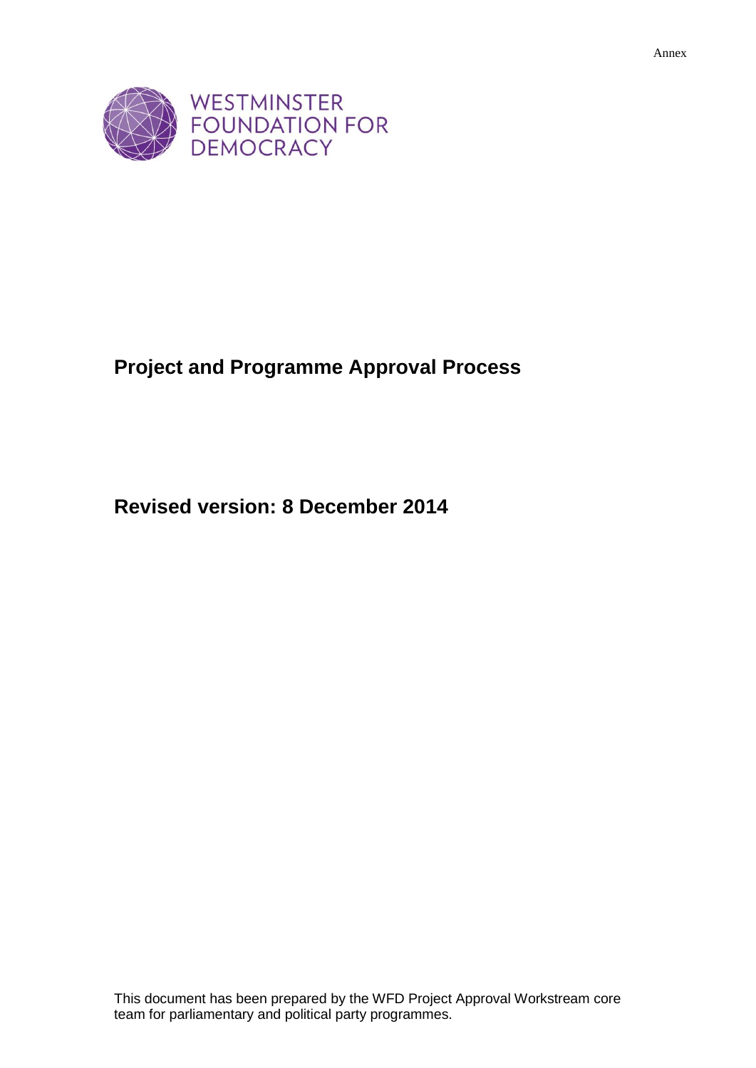Annex

WESTMINSTER FOUNDATION FOR DEMOCRACY

# Project and Programme Approval Process

## Revised version: 8 December 2014

This document has been prepared by the WFD Project Approval Workstream core team for parliamentary and political party programmes.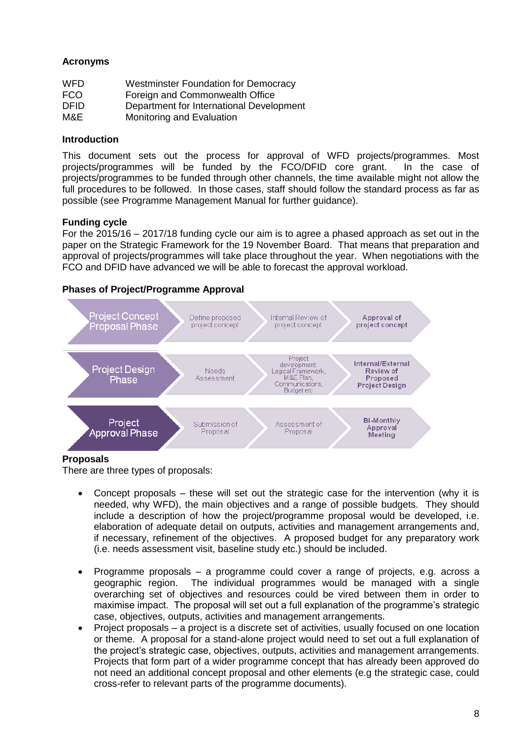**Acronyms**

| | |
|---|---|
| WFD | Westminster Foundation for Democracy |
| FCO | Foreign and Commonwealth Office |
| DFID | Department for International Development |
| M&E | Monitoring and Evaluation |

**Introduction**

This document sets out the process for approval of WFD projects/programmes. Most projects/programmes will be funded by the FCO/DFID core grant. In the case of projects/programmes to be funded through other channels, the time available might not allow the full procedures to be followed. In those cases, staff should follow the standard process as far as possible (see Programme Management Manual for further guidance).

**Funding cycle**

For the 2015/16 – 2017/18 funding cycle our aim is to agree a phased approach as set out in the paper on the Strategic Framework for the 19 November Board. That means that preparation and approval of projects/programmes will take place throughout the year. When negotiations with the FCO and DFID have advanced we will be able to forecast the approval workload.

**Phases of Project/Programme Approval**

| Phase | Step 1 | Step 2 | Step 3 |
|---|---|---|---|
| Project Concept Proposal Phase | Define proposed project concept | Internal Review of project concept | **Approval of project concept** |
| Project Design Phase | Needs Assessment | Project development: Logical Framework, M&E Plan, Communications, Budget etc | **Internal/External Review of Proposed Project Design** |
| Project Approval Phase | Submission of Proposal | Assessment of Proposal | **Bi-Monthly Approval Meeting** |

**Proposals**

There are three types of proposals:

- Concept proposals – these will set out the strategic case for the intervention (why it is needed, why WFD), the main objectives and a range of possible budgets. They should include a description of how the project/programme proposal would be developed, i.e. elaboration of adequate detail on outputs, activities and management arrangements and, if necessary, refinement of the objectives. A proposed budget for any preparatory work (i.e. needs assessment visit, baseline study etc.) should be included.

- Programme proposals – a programme could cover a range of projects, e.g. across a geographic region. The individual programmes would be managed with a single overarching set of objectives and resources could be vired between them in order to maximise impact. The proposal will set out a full explanation of the programme's strategic case, objectives, outputs, activities and management arrangements.
- Project proposals – a project is a discrete set of activities, usually focused on one location or theme. A proposal for a stand-alone project would need to set out a full explanation of the project's strategic case, objectives, outputs, activities and management arrangements. Projects that form part of a wider programme concept that has already been approved do not need an additional concept proposal and other elements (e.g the strategic case, could cross-refer to relevant parts of the programme documents).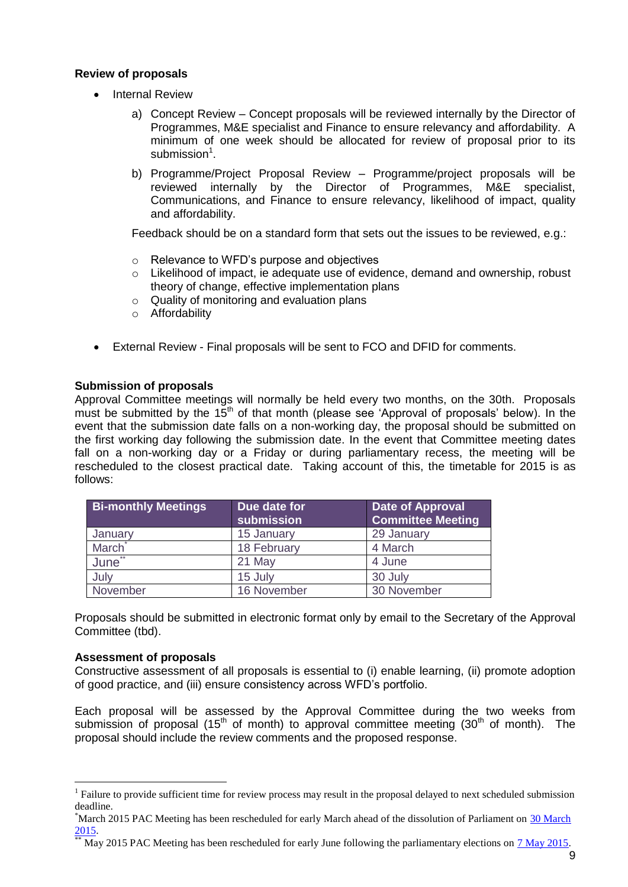**Review of proposals**

- Internal Review
  - a) Concept Review – Concept proposals will be reviewed internally by the Director of Programmes, M&E specialist and Finance to ensure relevancy and affordability. A minimum of one week should be allocated for review of proposal prior to its submission[1].
  - b) Programme/Project Proposal Review – Programme/project proposals will be reviewed internally by the Director of Programmes, M&E specialist, Communications, and Finance to ensure relevancy, likelihood of impact, quality and affordability.

  Feedback should be on a standard form that sets out the issues to be reviewed, e.g.:

  - Relevance to WFD's purpose and objectives
  - Likelihood of impact, ie adequate use of evidence, demand and ownership, robust theory of change, effective implementation plans
  - Quality of monitoring and evaluation plans
  - Affordability

- External Review - Final proposals will be sent to FCO and DFID for comments.

**Submission of proposals**

Approval Committee meetings will normally be held every two months, on the 30th. Proposals must be submitted by the 15th of that month (please see 'Approval of proposals' below). In the event that the submission date falls on a non-working day, the proposal should be submitted on the first working day following the submission date. In the event that Committee meeting dates fall on a non-working day or a Friday or during parliamentary recess, the meeting will be rescheduled to the closest practical date. Taking account of this, the timetable for 2015 is as follows:

| Bi-monthly Meetings | Due date for submission | Date of Approval Committee Meeting |
|---|---|---|
| January | 15 January | 29 January |
| March* | 18 February | 4 March |
| June** | 21 May | 4 June |
| July | 15 July | 30 July |
| November | 16 November | 30 November |

Proposals should be submitted in electronic format only by email to the Secretary of the Approval Committee (tbd).

**Assessment of proposals**

Constructive assessment of all proposals is essential to (i) enable learning, (ii) promote adoption of good practice, and (iii) ensure consistency across WFD's portfolio.

Each proposal will be assessed by the Approval Committee during the two weeks from submission of proposal (15th of month) to approval committee meeting (30th of month). The proposal should include the review comments and the proposed response.

---

[1] Failure to provide sufficient time for review process may result in the proposal delayed to next scheduled submission deadline.

*March 2015 PAC Meeting has been rescheduled for early March ahead of the dissolution of Parliament on 30 March 2015.

** May 2015 PAC Meeting has been rescheduled for early June following the parliamentary elections on 7 May 2015.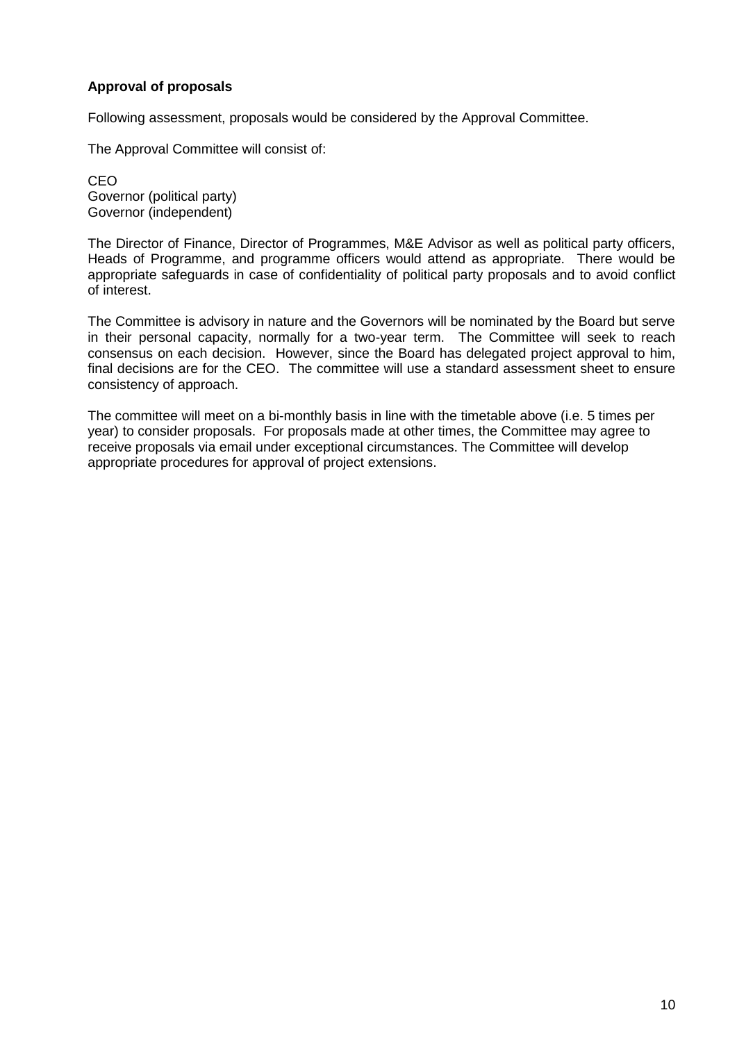**Approval of proposals**

Following assessment, proposals would be considered by the Approval Committee.

The Approval Committee will consist of:

CEO
Governor (political party)
Governor (independent)

The Director of Finance, Director of Programmes, M&E Advisor as well as political party officers, Heads of Programme, and programme officers would attend as appropriate. There would be appropriate safeguards in case of confidentiality of political party proposals and to avoid conflict of interest.

The Committee is advisory in nature and the Governors will be nominated by the Board but serve in their personal capacity, normally for a two-year term. The Committee will seek to reach consensus on each decision. However, since the Board has delegated project approval to him, final decisions are for the CEO. The committee will use a standard assessment sheet to ensure consistency of approach.

The committee will meet on a bi-monthly basis in line with the timetable above (i.e. 5 times per year) to consider proposals. For proposals made at other times, the Committee may agree to receive proposals via email under exceptional circumstances. The Committee will develop appropriate procedures for approval of project extensions.